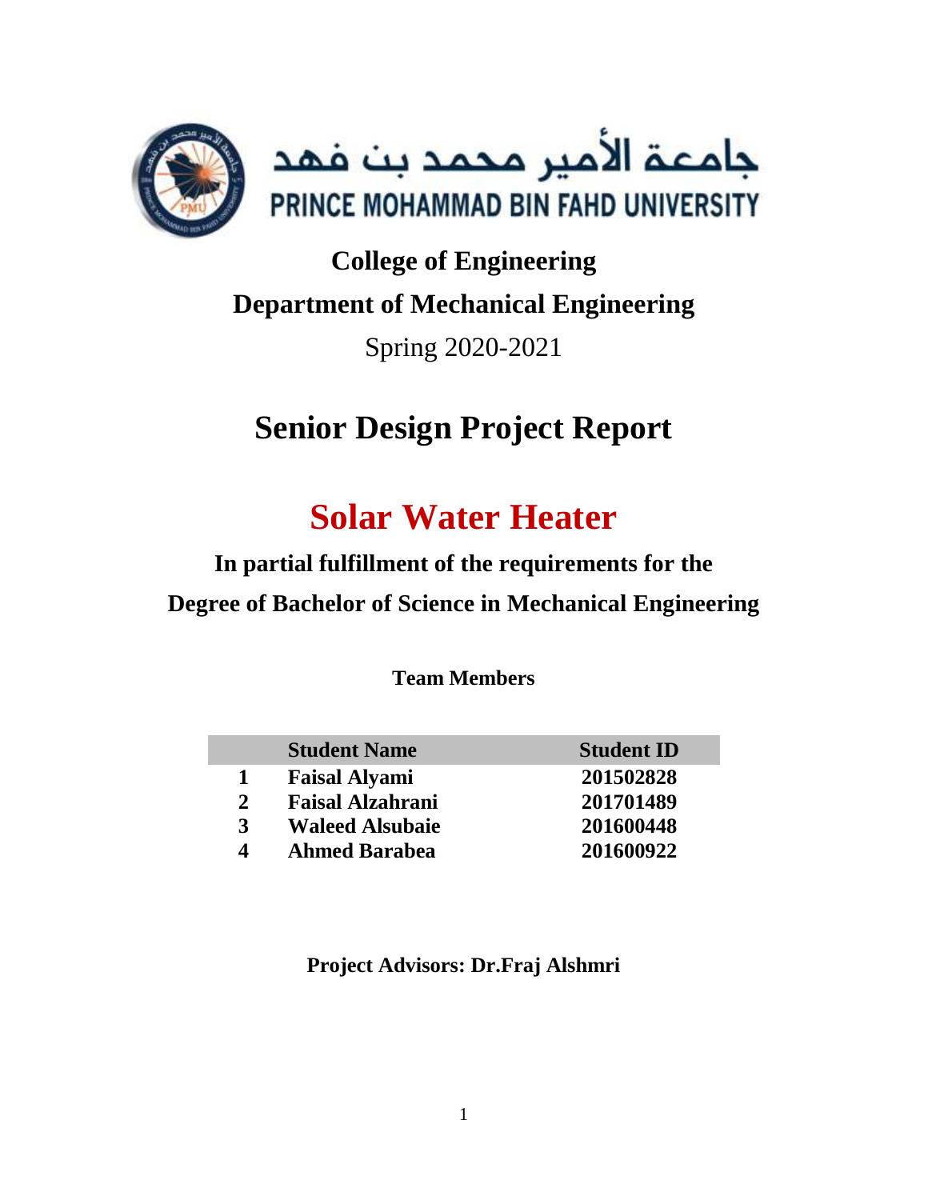جامعة الأمير محمد بن فهد

PRINCE MOHAMMAD BIN FAHD UNIVERSITY

**College of Engineering**

**Department of Mechanical Engineering**

Spring 2020-2021

# Senior Design Project Report

# Solar Water Heater

**In partial fulfillment of the requirements for the**

**Degree of Bachelor of Science in Mechanical Engineering**

**Team Members**

| | Student Name | Student ID |
|---|---|---|
| 1 | Faisal Alyami | 201502828 |
| 2 | Faisal Alzahrani | 201701489 |
| 3 | Waleed Alsubaie | 201600448 |
| 4 | Ahmed Barabea | 201600922 |

**Project Advisors: Dr.Fraj Alshmri**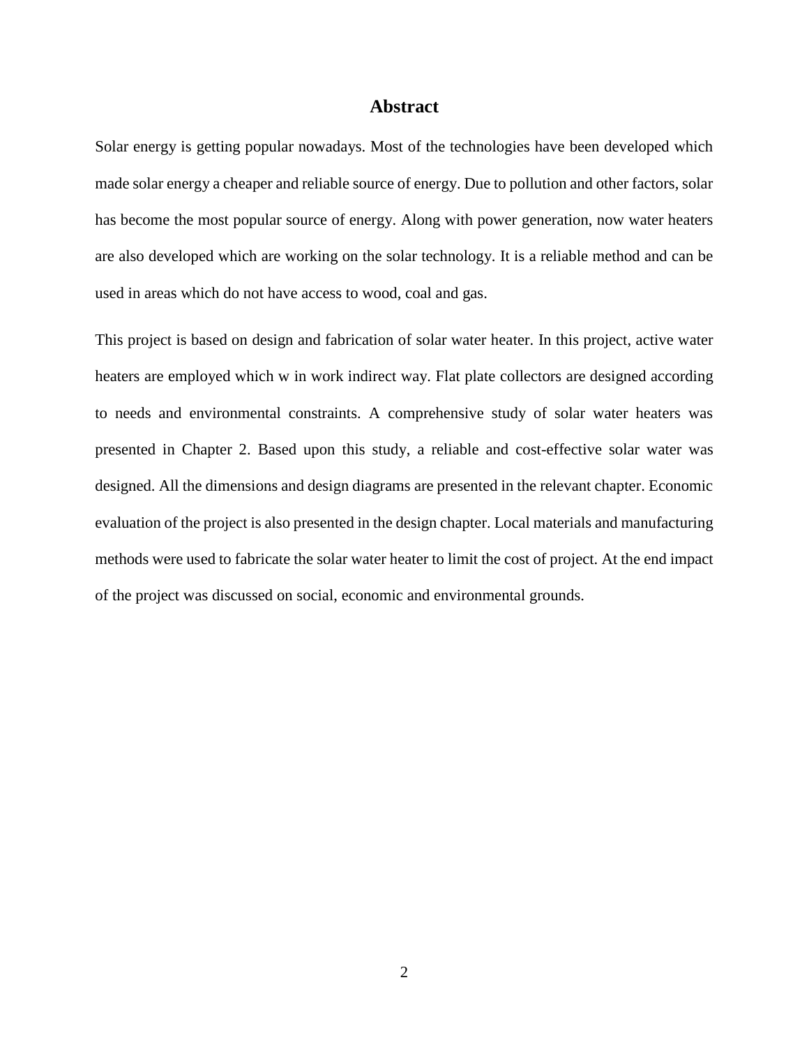# Abstract

Solar energy is getting popular nowadays. Most of the technologies have been developed which made solar energy a cheaper and reliable source of energy. Due to pollution and other factors, solar has become the most popular source of energy. Along with power generation, now water heaters are also developed which are working on the solar technology. It is a reliable method and can be used in areas which do not have access to wood, coal and gas.

This project is based on design and fabrication of solar water heater. In this project, active water heaters are employed which w in work indirect way. Flat plate collectors are designed according to needs and environmental constraints. A comprehensive study of solar water heaters was presented in Chapter 2. Based upon this study, a reliable and cost-effective solar water was designed. All the dimensions and design diagrams are presented in the relevant chapter. Economic evaluation of the project is also presented in the design chapter. Local materials and manufacturing methods were used to fabricate the solar water heater to limit the cost of project. At the end impact of the project was discussed on social, economic and environmental grounds.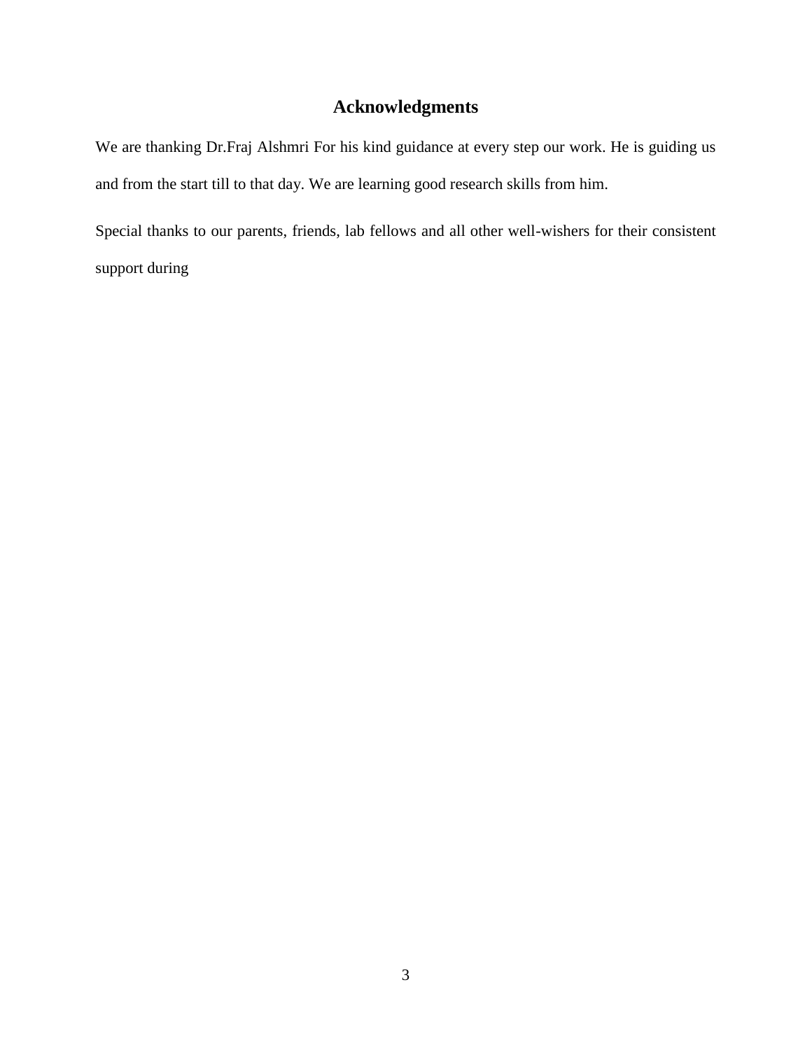# Acknowledgments

We are thanking Dr.Fraj Alshmri For his kind guidance at every step our work. He is guiding us and from the start till to that day. We are learning good research skills from him.

Special thanks to our parents, friends, lab fellows and all other well-wishers for their consistent support during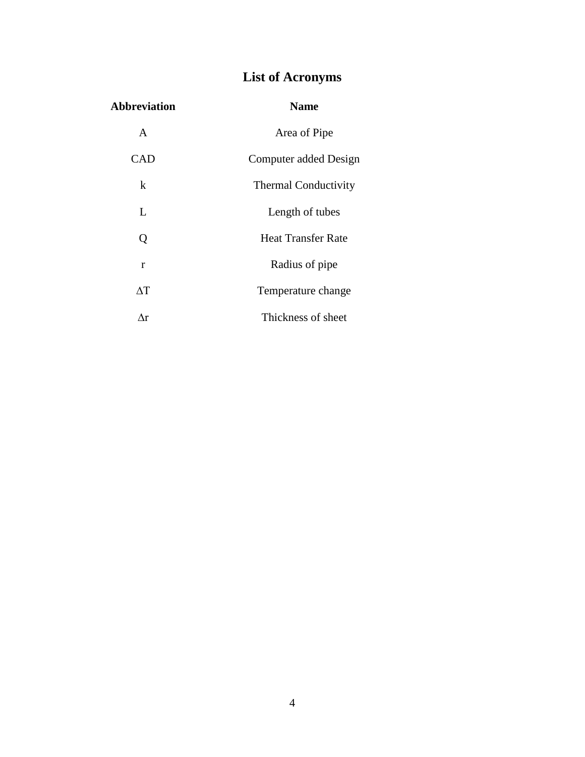# List of Acronyms

| Abbreviation | Name |
|---|---|
| A | Area of Pipe |
| CAD | Computer added Design |
| k | Thermal Conductivity |
| L | Length of tubes |
| Q | Heat Transfer Rate |
| r | Radius of pipe |
| $\Delta T$ | Temperature change |
| $\Delta r$ | Thickness of sheet |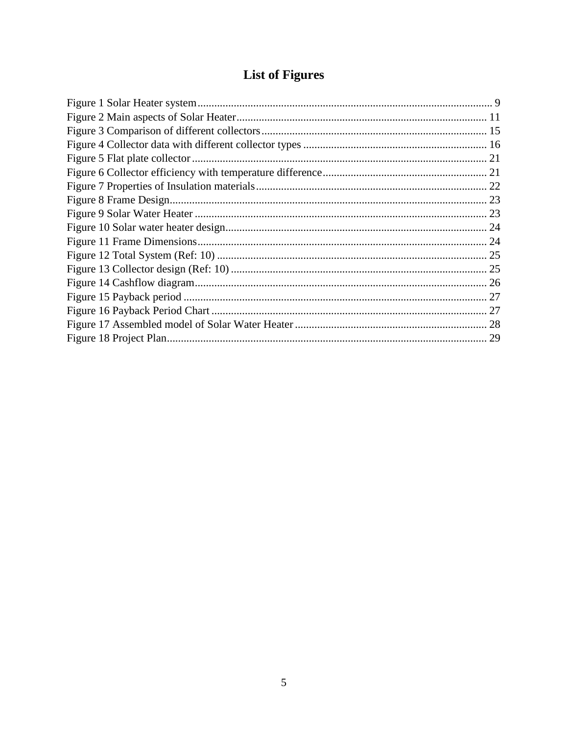# List of Figures

Figure 1 Solar Heater system ........................................................................................................ 9
Figure 2 Main aspects of Solar Heater ......................................................................................... 11
Figure 3 Comparison of different collectors ................................................................................ 15
Figure 4 Collector data with different collector types .................................................................. 16
Figure 5 Flat plate collector .......................................................................................................... 21
Figure 6 Collector efficiency with temperature difference ........................................................... 21
Figure 7 Properties of Insulation materials .................................................................................. 22
Figure 8 Frame Design .................................................................................................................. 23
Figure 9 Solar Water Heater ......................................................................................................... 23
Figure 10 Solar water heater design .............................................................................................. 24
Figure 11 Frame Dimensions ........................................................................................................ 24
Figure 12 Total System (Ref: 10) ................................................................................................. 25
Figure 13 Collector design (Ref: 10) ............................................................................................ 25
Figure 14 Cashflow diagram ......................................................................................................... 26
Figure 15 Payback period ............................................................................................................. 27
Figure 16 Payback Period Chart ................................................................................................... 27
Figure 17 Assembled model of Solar Water Heater ..................................................................... 28
Figure 18 Project Plan ................................................................................................................... 29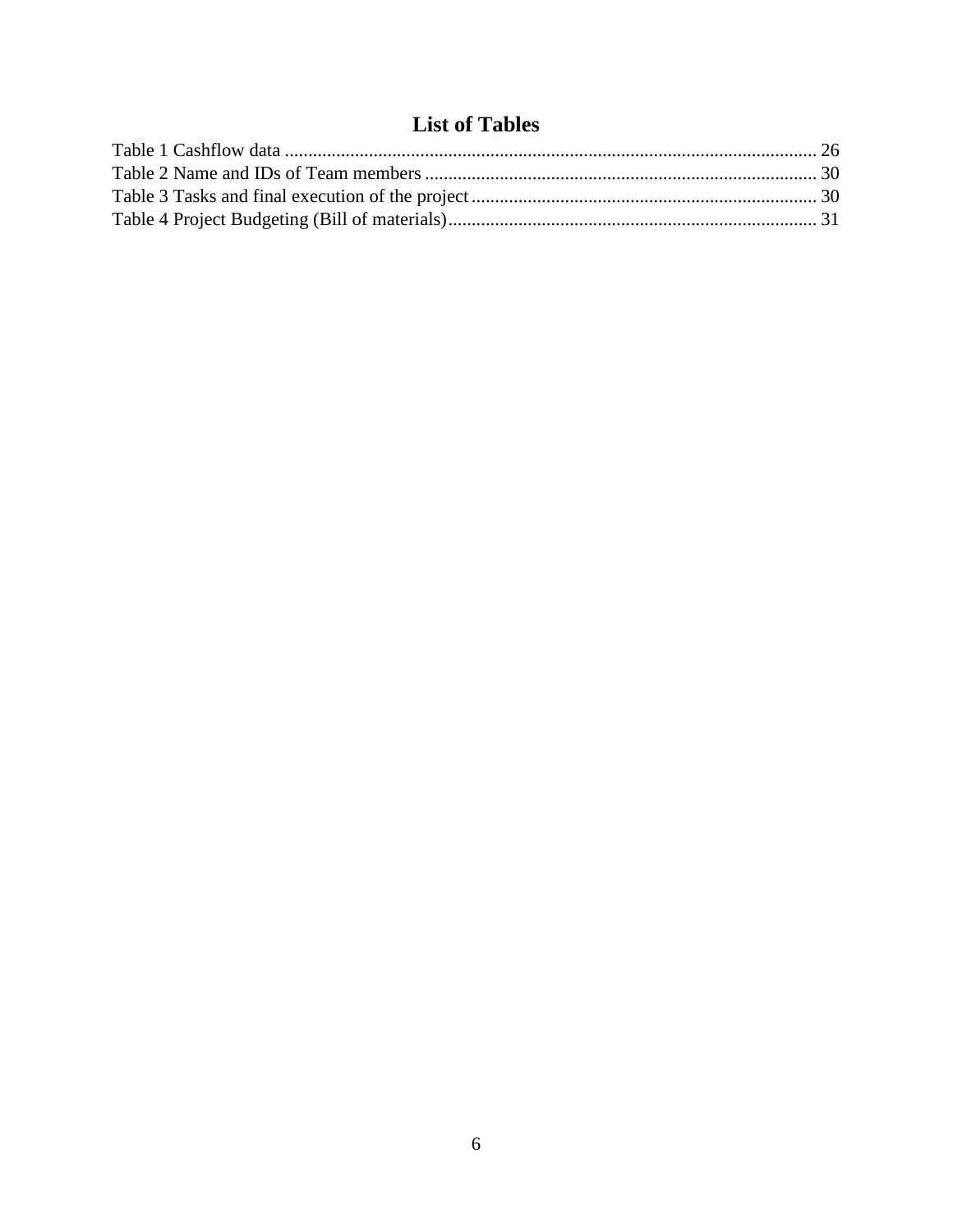# List of Tables

Table 1 Cashflow data ........................................................................................................ 26
Table 2 Name and IDs of Team members .......................................................................... 30
Table 3 Tasks and final execution of the project ................................................................ 30
Table 4 Project Budgeting (Bill of materials) ..................................................................... 31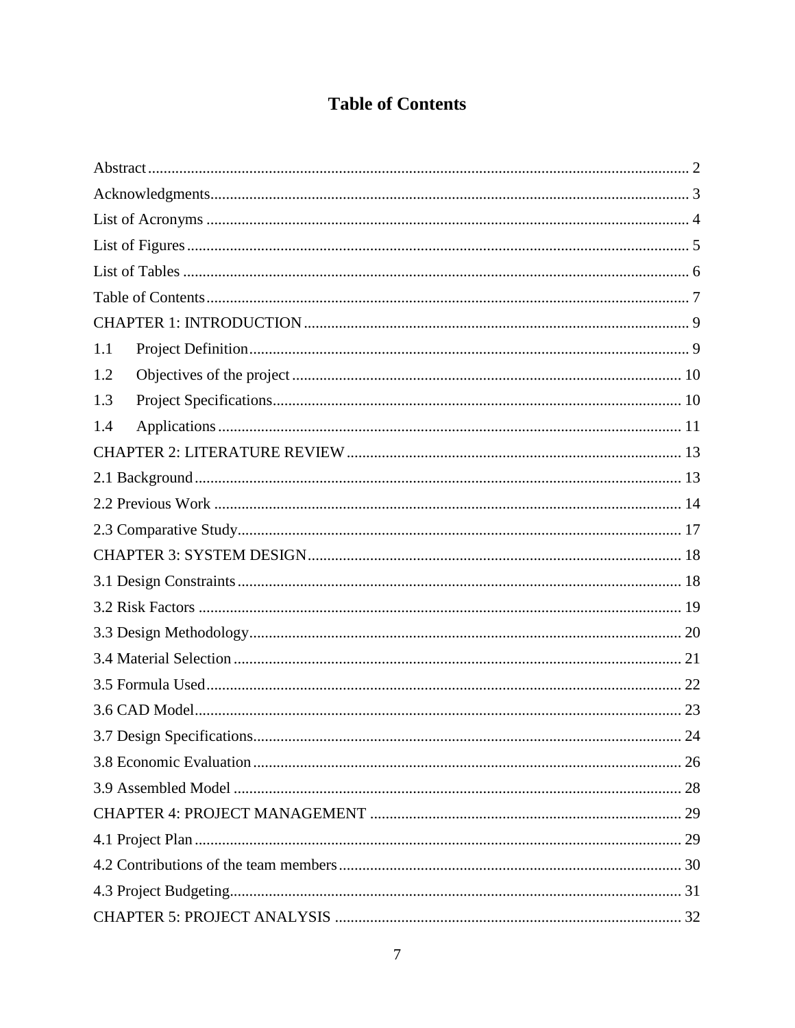# Table of Contents

Abstract ........................................................................................................................ 2
Acknowledgments......................................................................................................... 3
List of Acronyms .......................................................................................................... 4
List of Figures ............................................................................................................... 5
List of Tables ................................................................................................................ 6
Table of Contents .......................................................................................................... 7
CHAPTER 1: INTRODUCTION .................................................................................. 9
1.1 Project Definition ................................................................................................ 9
1.2 Objectives of the project ................................................................................... 10
1.3 Project Specifications ........................................................................................ 10
1.4 Applications ...................................................................................................... 11
CHAPTER 2: LITERATURE REVIEW ..................................................................... 13
2.1 Background ........................................................................................................... 13
2.2 Previous Work ....................................................................................................... 14
2.3 Comparative Study ................................................................................................. 17
CHAPTER 3: SYSTEM DESIGN ............................................................................... 18
3.1 Design Constraints ................................................................................................. 18
3.2 Risk Factors ........................................................................................................... 19
3.3 Design Methodology .............................................................................................. 20
3.4 Material Selection .................................................................................................. 21
3.5 Formula Used ......................................................................................................... 22
3.6 CAD Model ............................................................................................................ 23
3.7 Design Specifications ............................................................................................. 24
3.8 Economic Evaluation ............................................................................................. 26
3.9 Assembled Model .................................................................................................. 28
CHAPTER 4: PROJECT MANAGEMENT ............................................................... 29
4.1 Project Plan ............................................................................................................ 29
4.2 Contributions of the team members ....................................................................... 30
4.3 Project Budgeting ................................................................................................... 31
CHAPTER 5: PROJECT ANALYSIS ........................................................................ 32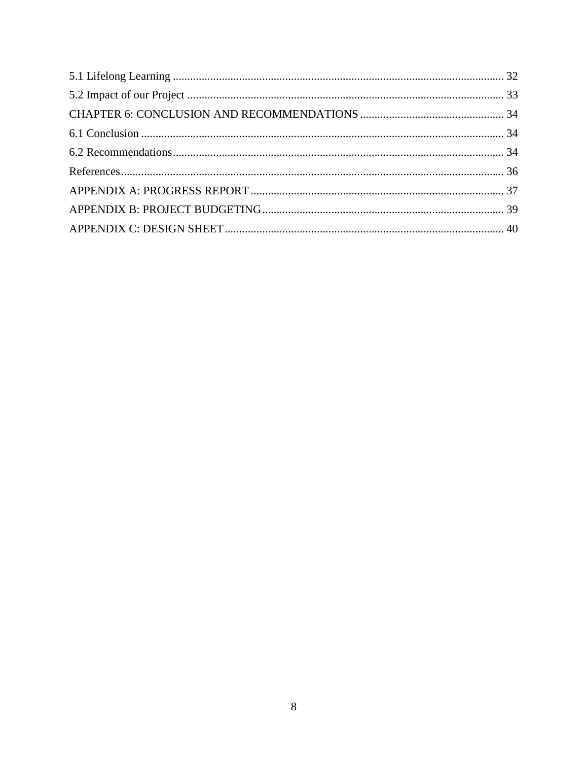5.1 Lifelong Learning .................................................................................................................. 32

5.2 Impact of our Project .............................................................................................................. 33

CHAPTER 6: CONCLUSION AND RECOMMENDATIONS .................................................. 34

6.1 Conclusion ............................................................................................................................. 34

6.2 Recommendations................................................................................................................... 34

References.................................................................................................................................... 36

APPENDIX A: PROGRESS REPORT ........................................................................................ 37

APPENDIX B: PROJECT BUDGETING.................................................................................... 39

APPENDIX C: DESIGN SHEET................................................................................................. 40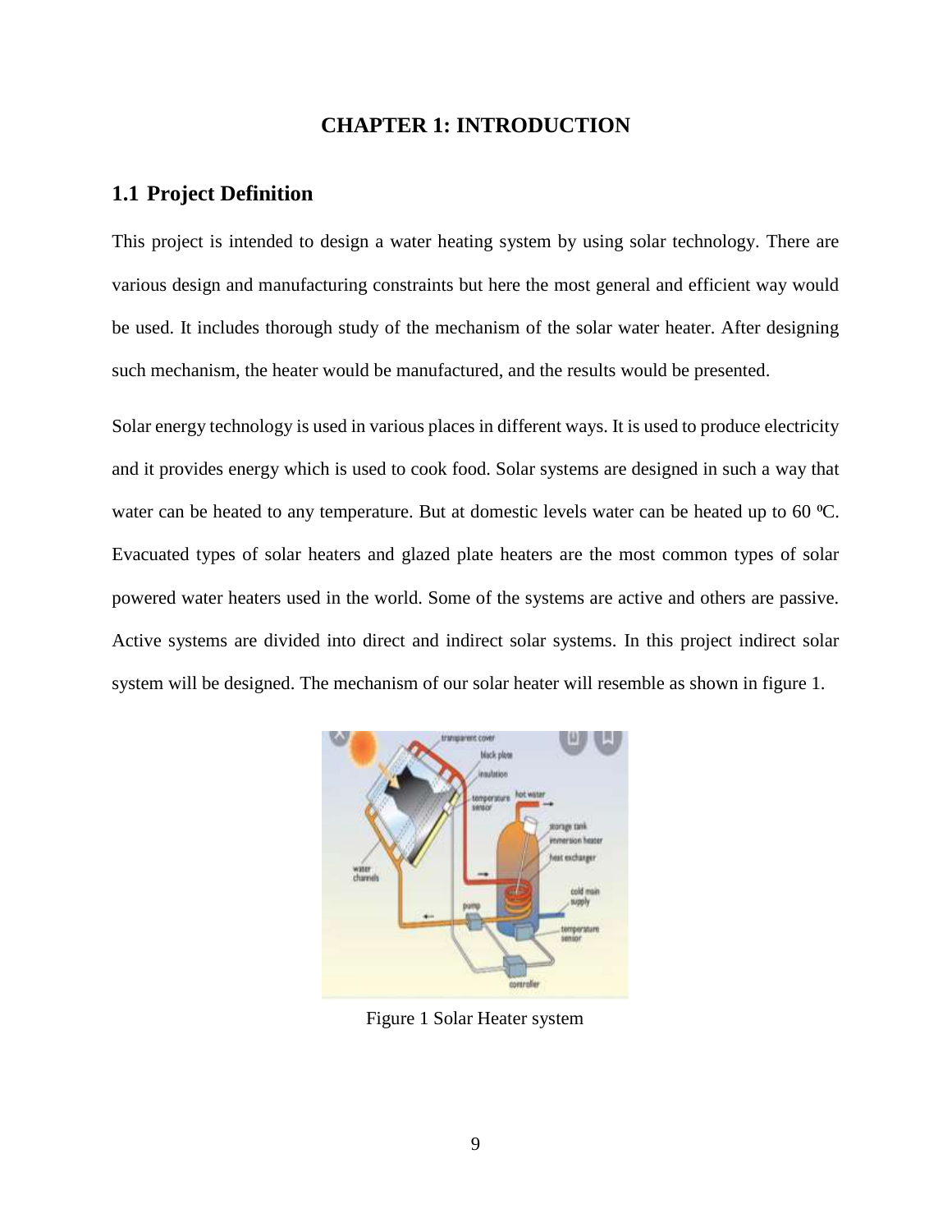# CHAPTER 1: INTRODUCTION

## 1.1 Project Definition

This project is intended to design a water heating system by using solar technology. There are various design and manufacturing constraints but here the most general and efficient way would be used. It includes thorough study of the mechanism of the solar water heater. After designing such mechanism, the heater would be manufactured, and the results would be presented.

Solar energy technology is used in various places in different ways. It is used to produce electricity and it provides energy which is used to cook food. Solar systems are designed in such a way that water can be heated to any temperature. But at domestic levels water can be heated up to 60 ⁰C. Evacuated types of solar heaters and glazed plate heaters are the most common types of solar powered water heaters used in the world. Some of the systems are active and others are passive. Active systems are divided into direct and indirect solar systems. In this project indirect solar system will be designed. The mechanism of our solar heater will resemble as shown in figure 1.

Figure 1 Solar Heater system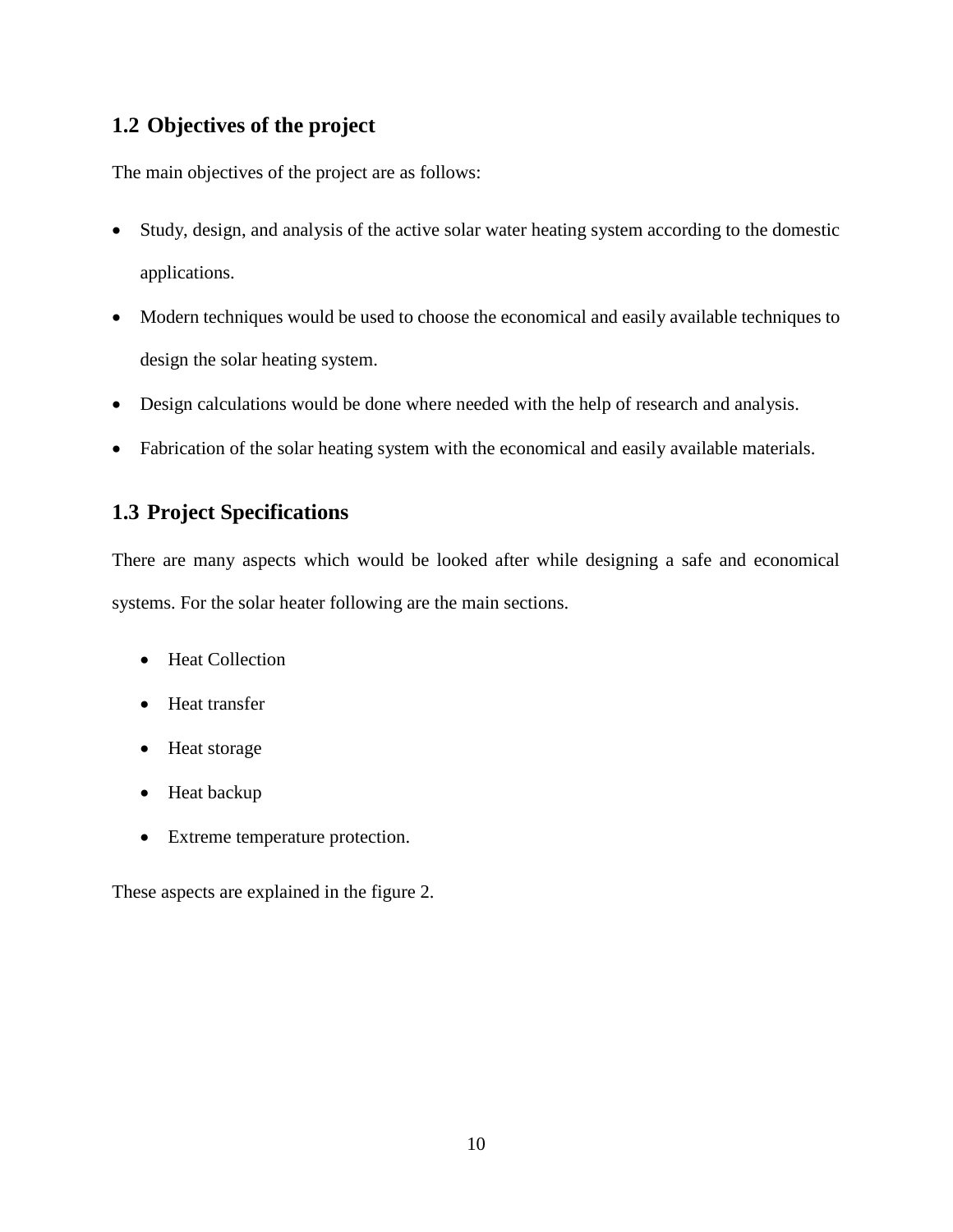## 1.2 Objectives of the project

The main objectives of the project are as follows:

- Study, design, and analysis of the active solar water heating system according to the domestic applications.
- Modern techniques would be used to choose the economical and easily available techniques to design the solar heating system.
- Design calculations would be done where needed with the help of research and analysis.
- Fabrication of the solar heating system with the economical and easily available materials.

## 1.3 Project Specifications

There are many aspects which would be looked after while designing a safe and economical systems. For the solar heater following are the main sections.

- Heat Collection
- Heat transfer
- Heat storage
- Heat backup
- Extreme temperature protection.

These aspects are explained in the figure 2.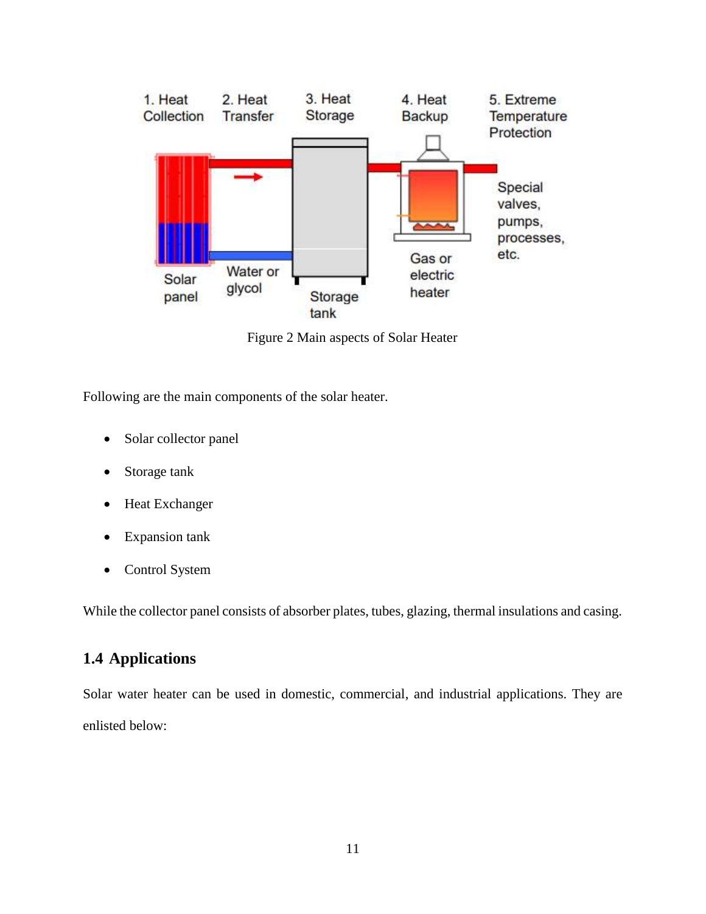Figure 2 Main aspects of Solar Heater

Following are the main components of the solar heater.

- Solar collector panel
- Storage tank
- Heat Exchanger
- Expansion tank
- Control System

While the collector panel consists of absorber plates, tubes, glazing, thermal insulations and casing.

## 1.4 Applications

Solar water heater can be used in domestic, commercial, and industrial applications. They are enlisted below: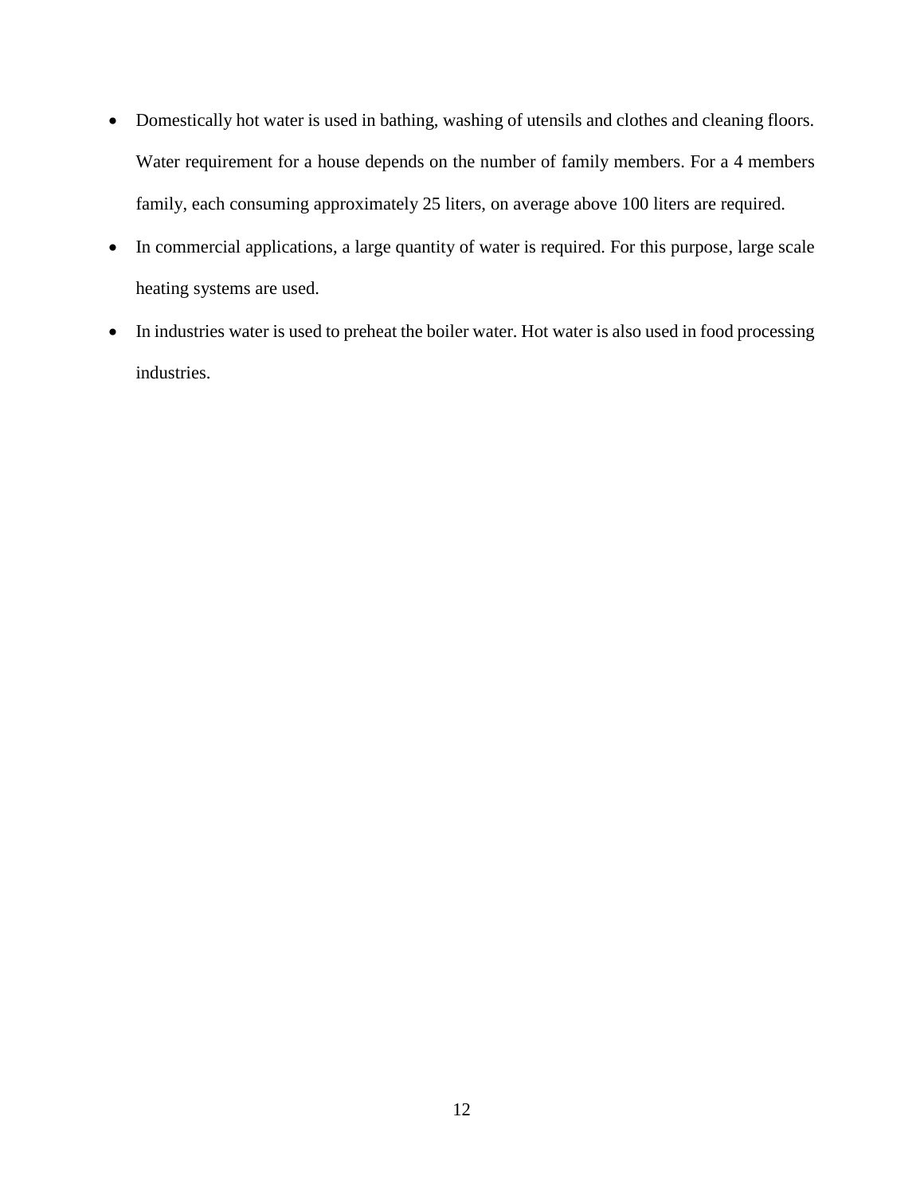- Domestically hot water is used in bathing, washing of utensils and clothes and cleaning floors. Water requirement for a house depends on the number of family members. For a 4 members family, each consuming approximately 25 liters, on average above 100 liters are required.
- In commercial applications, a large quantity of water is required. For this purpose, large scale heating systems are used.
- In industries water is used to preheat the boiler water. Hot water is also used in food processing industries.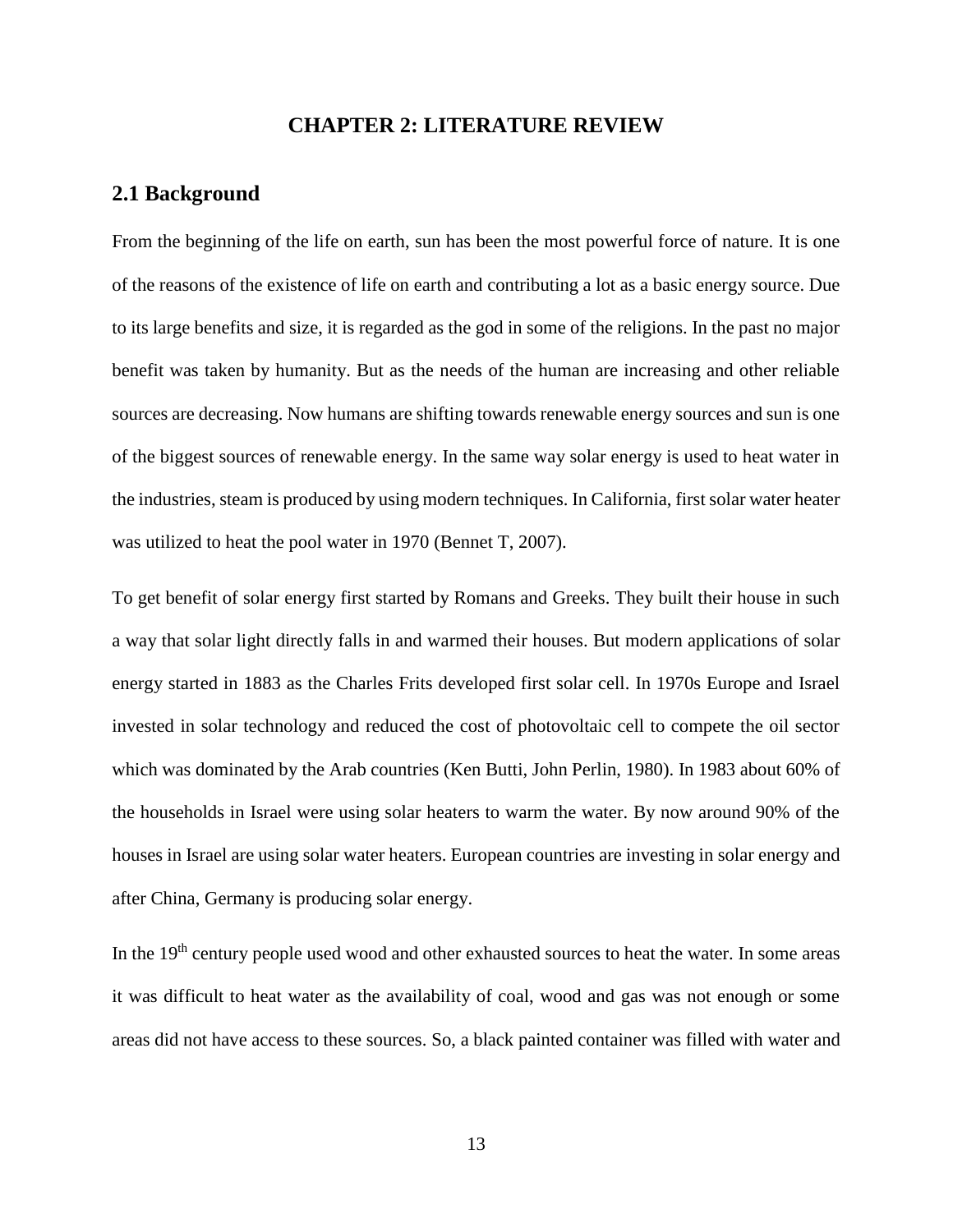# CHAPTER 2: LITERATURE REVIEW

## 2.1 Background

From the beginning of the life on earth, sun has been the most powerful force of nature. It is one of the reasons of the existence of life on earth and contributing a lot as a basic energy source. Due to its large benefits and size, it is regarded as the god in some of the religions. In the past no major benefit was taken by humanity. But as the needs of the human are increasing and other reliable sources are decreasing. Now humans are shifting towards renewable energy sources and sun is one of the biggest sources of renewable energy. In the same way solar energy is used to heat water in the industries, steam is produced by using modern techniques. In California, first solar water heater was utilized to heat the pool water in 1970 (Bennet T, 2007).

To get benefit of solar energy first started by Romans and Greeks. They built their house in such a way that solar light directly falls in and warmed their houses. But modern applications of solar energy started in 1883 as the Charles Frits developed first solar cell. In 1970s Europe and Israel invested in solar technology and reduced the cost of photovoltaic cell to compete the oil sector which was dominated by the Arab countries (Ken Butti, John Perlin, 1980). In 1983 about 60% of the households in Israel were using solar heaters to warm the water. By now around 90% of the houses in Israel are using solar water heaters. European countries are investing in solar energy and after China, Germany is producing solar energy.

In the 19th century people used wood and other exhausted sources to heat the water. In some areas it was difficult to heat water as the availability of coal, wood and gas was not enough or some areas did not have access to these sources. So, a black painted container was filled with water and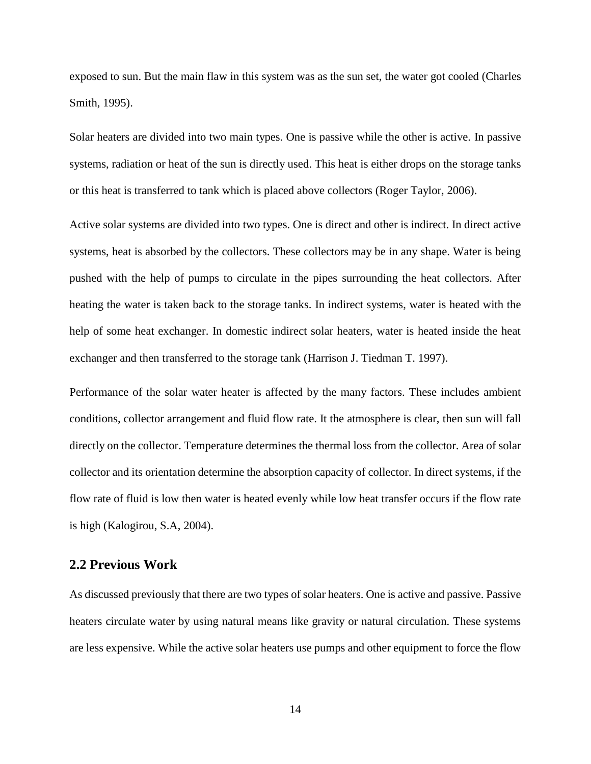exposed to sun. But the main flaw in this system was as the sun set, the water got cooled (Charles Smith, 1995).

Solar heaters are divided into two main types. One is passive while the other is active. In passive systems, radiation or heat of the sun is directly used. This heat is either drops on the storage tanks or this heat is transferred to tank which is placed above collectors (Roger Taylor, 2006).

Active solar systems are divided into two types. One is direct and other is indirect. In direct active systems, heat is absorbed by the collectors. These collectors may be in any shape. Water is being pushed with the help of pumps to circulate in the pipes surrounding the heat collectors. After heating the water is taken back to the storage tanks. In indirect systems, water is heated with the help of some heat exchanger. In domestic indirect solar heaters, water is heated inside the heat exchanger and then transferred to the storage tank (Harrison J. Tiedman T. 1997).

Performance of the solar water heater is affected by the many factors. These includes ambient conditions, collector arrangement and fluid flow rate. It the atmosphere is clear, then sun will fall directly on the collector. Temperature determines the thermal loss from the collector. Area of solar collector and its orientation determine the absorption capacity of collector. In direct systems, if the flow rate of fluid is low then water is heated evenly while low heat transfer occurs if the flow rate is high (Kalogirou, S.A, 2004).

## 2.2 Previous Work

As discussed previously that there are two types of solar heaters. One is active and passive. Passive heaters circulate water by using natural means like gravity or natural circulation. These systems are less expensive. While the active solar heaters use pumps and other equipment to force the flow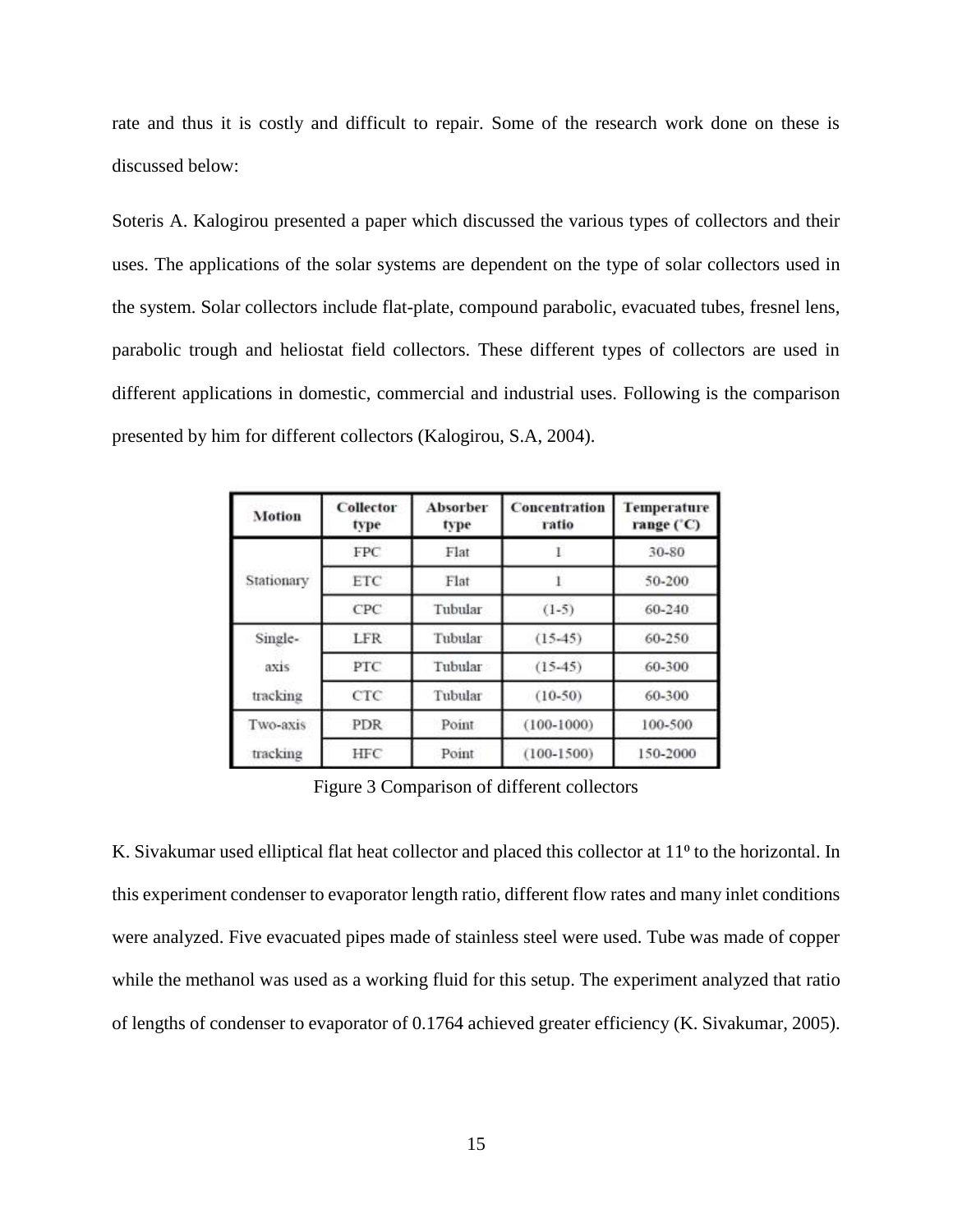rate and thus it is costly and difficult to repair. Some of the research work done on these is discussed below:

Soteris A. Kalogirou presented a paper which discussed the various types of collectors and their uses. The applications of the solar systems are dependent on the type of solar collectors used in the system. Solar collectors include flat-plate, compound parabolic, evacuated tubes, fresnel lens, parabolic trough and heliostat field collectors. These different types of collectors are used in different applications in domestic, commercial and industrial uses. Following is the comparison presented by him for different collectors (Kalogirou, S.A, 2004).

| Motion | Collector type | Absorber type | Concentration ratio | Temperature range (°C) |
|---|---|---|---|---|
| Stationary | FPC | Flat | 1 | 30-80 |
| | ETC | Flat | 1 | 50-200 |
| | CPC | Tubular | (1-5) | 60-240 |
| Single-axis tracking | LFR | Tubular | (15-45) | 60-250 |
| | PTC | Tubular | (15-45) | 60-300 |
| | CTC | Tubular | (10-50) | 60-300 |
| Two-axis tracking | PDR | Point | (100-1000) | 100-500 |
| | HFC | Point | (100-1500) | 150-2000 |

Figure 3 Comparison of different collectors

K. Sivakumar used elliptical flat heat collector and placed this collector at 11° to the horizontal. In this experiment condenser to evaporator length ratio, different flow rates and many inlet conditions were analyzed. Five evacuated pipes made of stainless steel were used. Tube was made of copper while the methanol was used as a working fluid for this setup. The experiment analyzed that ratio of lengths of condenser to evaporator of 0.1764 achieved greater efficiency (K. Sivakumar, 2005).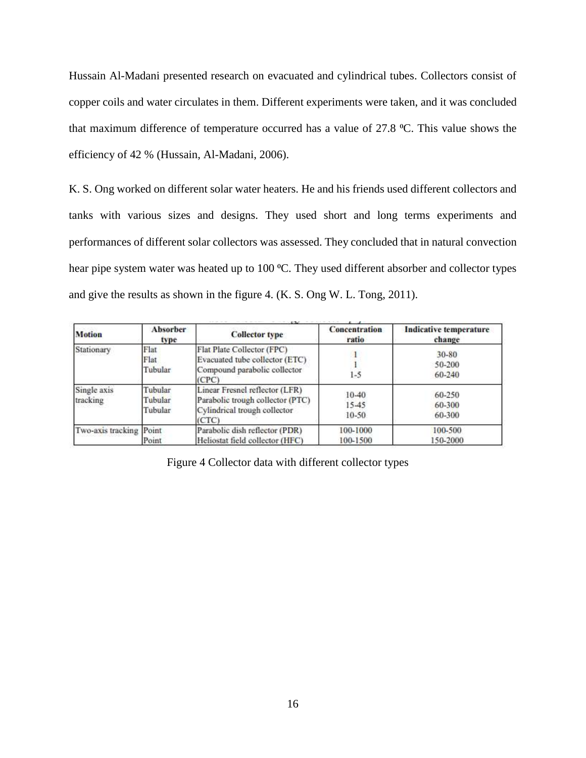Hussain Al-Madani presented research on evacuated and cylindrical tubes. Collectors consist of copper coils and water circulates in them. Different experiments were taken, and it was concluded that maximum difference of temperature occurred has a value of 27.8 ºC. This value shows the efficiency of 42 % (Hussain, Al-Madani, 2006).

K. S. Ong worked on different solar water heaters. He and his friends used different collectors and tanks with various sizes and designs. They used short and long terms experiments and performances of different solar collectors was assessed. They concluded that in natural convection hear pipe system water was heated up to 100 ºC. They used different absorber and collector types and give the results as shown in the figure 4. (K. S. Ong W. L. Tong, 2011).

| Motion | Absorber type | Collector type | Concentration ratio | Indicative temperature change |
|---|---|---|---|---|
| Stationary | Flat | Flat Plate Collector (FPC) | 1 | 30-80 |
| | Flat | Evacuated tube collector (ETC) | 1 | 50-200 |
| | Tubular | Compound parabolic collector (CPC) | 1-5 | 60-240 |
| Single axis tracking | Tubular | Linear Fresnel reflector (LFR) | 10-40 | 60-250 |
| | Tubular | Parabolic trough collector (PTC) | 15-45 | 60-300 |
| | Tubular | Cylindrical trough collector (CTC) | 10-50 | 60-300 |
| Two-axis tracking | Point | Parabolic dish reflector (PDR) | 100-1000 | 100-500 |
| | Point | Heliostat field collector (HFC) | 100-1500 | 150-2000 |

Figure 4 Collector data with different collector types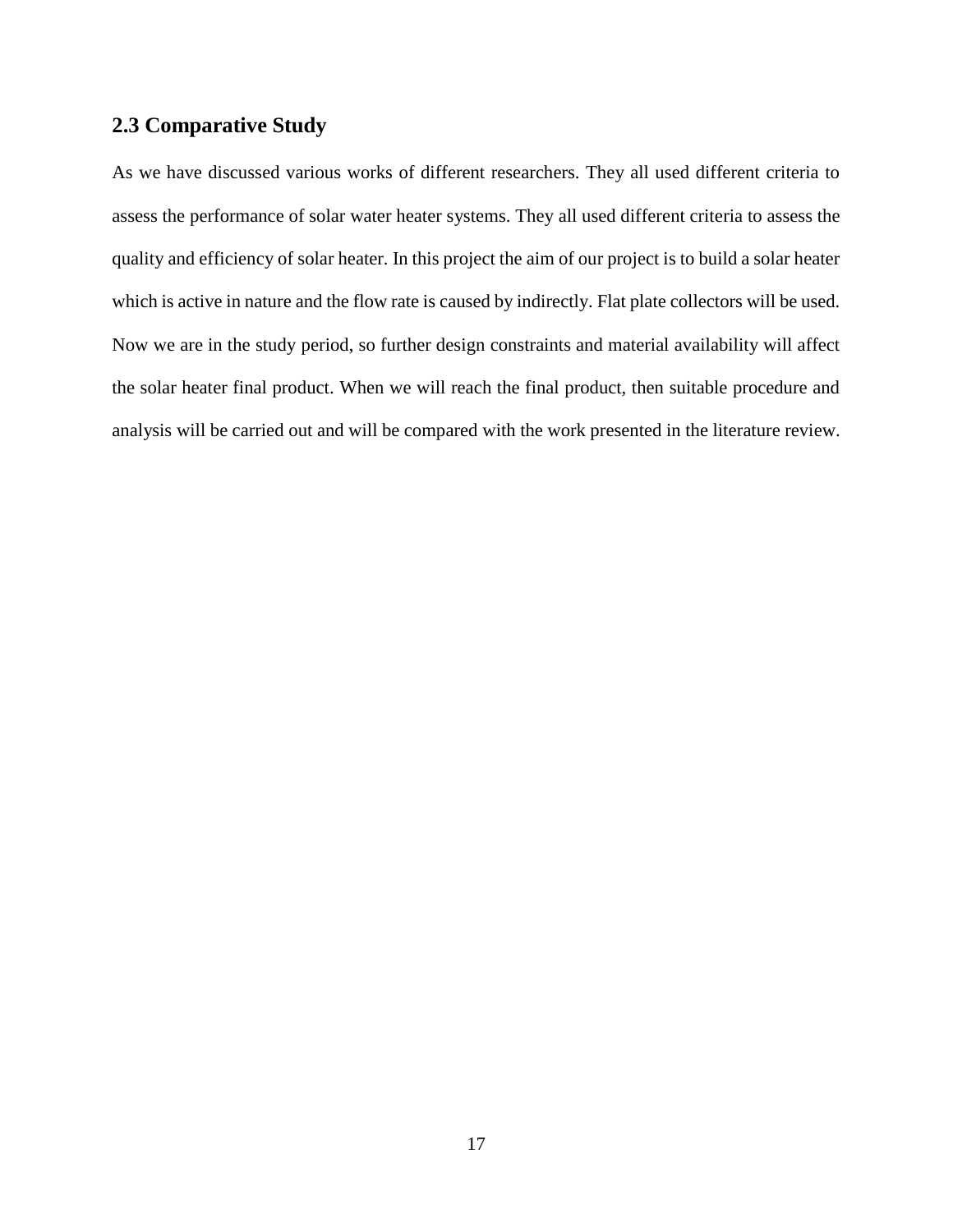## 2.3 Comparative Study

As we have discussed various works of different researchers. They all used different criteria to assess the performance of solar water heater systems. They all used different criteria to assess the quality and efficiency of solar heater. In this project the aim of our project is to build a solar heater which is active in nature and the flow rate is caused by indirectly. Flat plate collectors will be used. Now we are in the study period, so further design constraints and material availability will affect the solar heater final product. When we will reach the final product, then suitable procedure and analysis will be carried out and will be compared with the work presented in the literature review.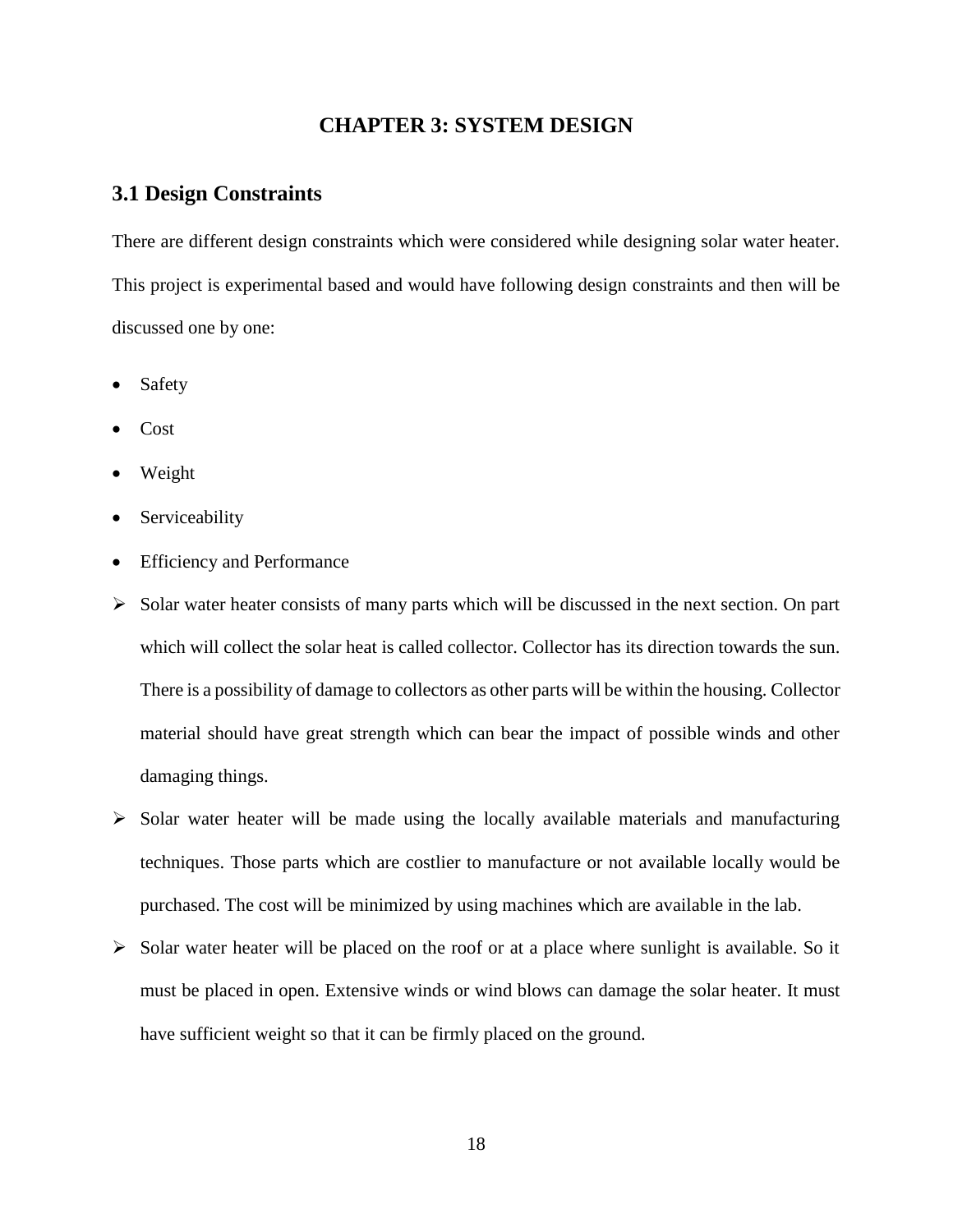# CHAPTER 3: SYSTEM DESIGN

## 3.1 Design Constraints

There are different design constraints which were considered while designing solar water heater. This project is experimental based and would have following design constraints and then will be discussed one by one:

- Safety
- Cost
- Weight
- Serviceability
- Efficiency and Performance

- Solar water heater consists of many parts which will be discussed in the next section. On part which will collect the solar heat is called collector. Collector has its direction towards the sun. There is a possibility of damage to collectors as other parts will be within the housing. Collector material should have great strength which can bear the impact of possible winds and other damaging things.
- Solar water heater will be made using the locally available materials and manufacturing techniques. Those parts which are costlier to manufacture or not available locally would be purchased. The cost will be minimized by using machines which are available in the lab.
- Solar water heater will be placed on the roof or at a place where sunlight is available. So it must be placed in open. Extensive winds or wind blows can damage the solar heater. It must have sufficient weight so that it can be firmly placed on the ground.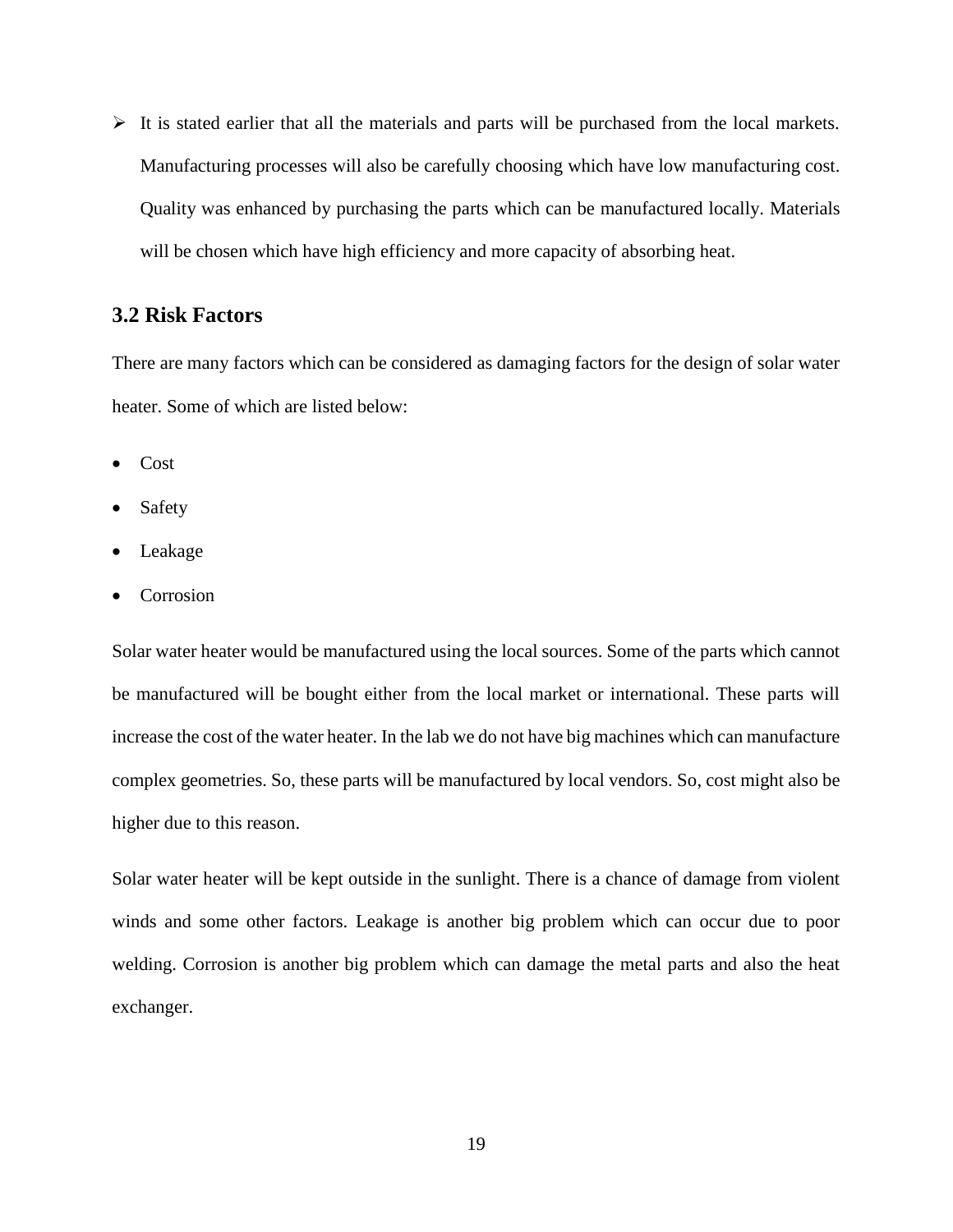- It is stated earlier that all the materials and parts will be purchased from the local markets. Manufacturing processes will also be carefully choosing which have low manufacturing cost. Quality was enhanced by purchasing the parts which can be manufactured locally. Materials will be chosen which have high efficiency and more capacity of absorbing heat.

## 3.2 Risk Factors

There are many factors which can be considered as damaging factors for the design of solar water heater. Some of which are listed below:

- Cost
- Safety
- Leakage
- Corrosion

Solar water heater would be manufactured using the local sources. Some of the parts which cannot be manufactured will be bought either from the local market or international. These parts will increase the cost of the water heater. In the lab we do not have big machines which can manufacture complex geometries. So, these parts will be manufactured by local vendors. So, cost might also be higher due to this reason.

Solar water heater will be kept outside in the sunlight. There is a chance of damage from violent winds and some other factors. Leakage is another big problem which can occur due to poor welding. Corrosion is another big problem which can damage the metal parts and also the heat exchanger.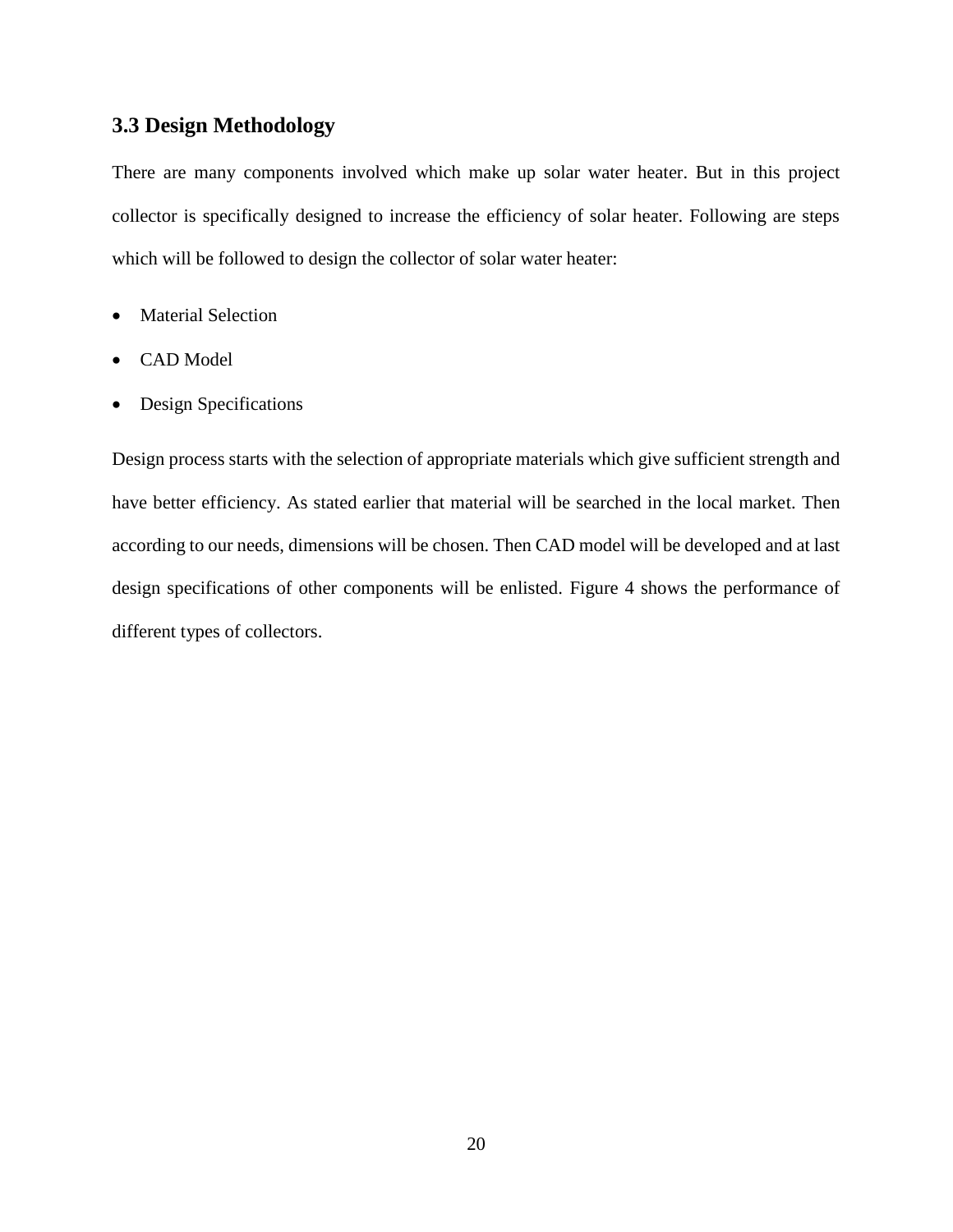### 3.3 Design Methodology

There are many components involved which make up solar water heater. But in this project collector is specifically designed to increase the efficiency of solar heater. Following are steps which will be followed to design the collector of solar water heater:

- Material Selection
- CAD Model
- Design Specifications

Design process starts with the selection of appropriate materials which give sufficient strength and have better efficiency. As stated earlier that material will be searched in the local market. Then according to our needs, dimensions will be chosen. Then CAD model will be developed and at last design specifications of other components will be enlisted. Figure 4 shows the performance of different types of collectors.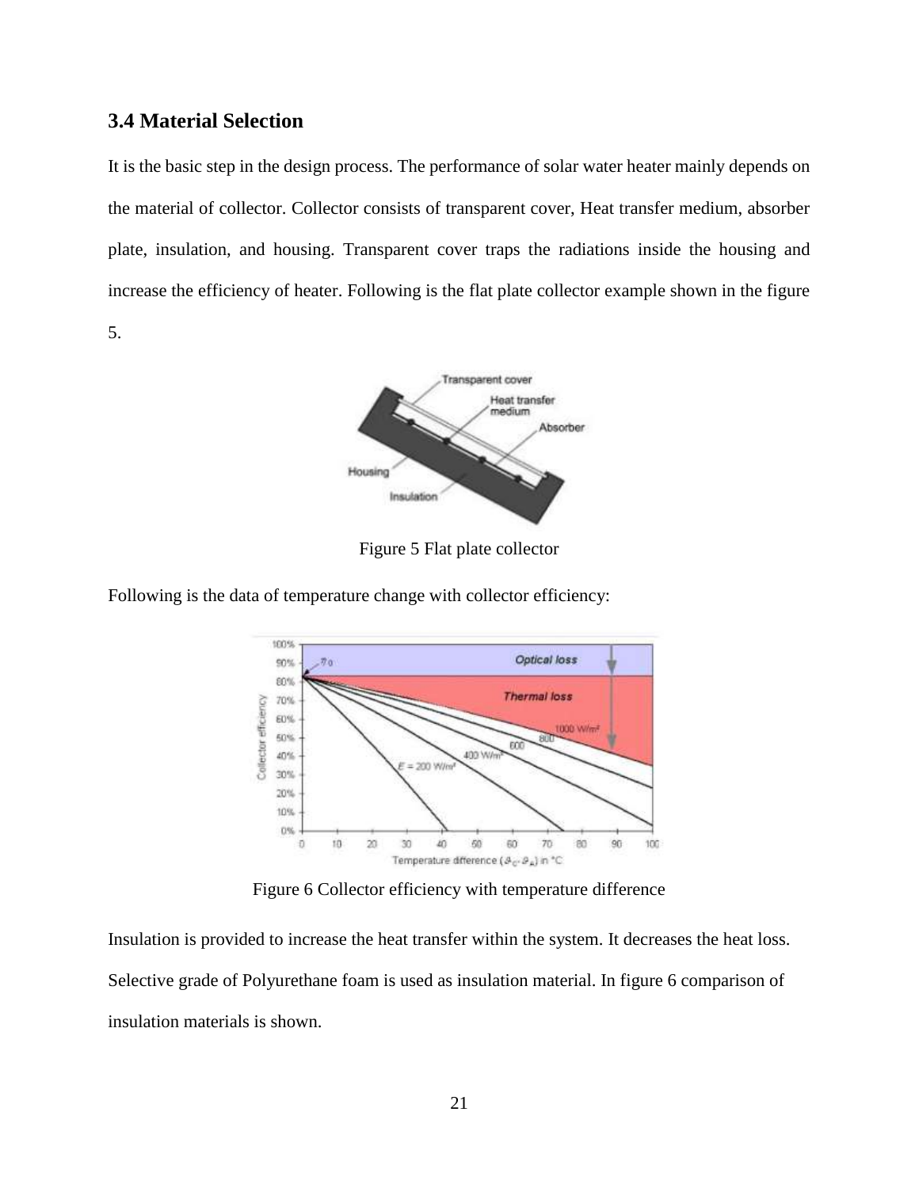### 3.4 Material Selection

It is the basic step in the design process. The performance of solar water heater mainly depends on the material of collector. Collector consists of transparent cover, Heat transfer medium, absorber plate, insulation, and housing. Transparent cover traps the radiations inside the housing and increase the efficiency of heater. Following is the flat plate collector example shown in the figure 5.

Figure 5 Flat plate collector

Following is the data of temperature change with collector efficiency:

Figure 6 Collector efficiency with temperature difference

Insulation is provided to increase the heat transfer within the system. It decreases the heat loss. Selective grade of Polyurethane foam is used as insulation material. In figure 6 comparison of insulation materials is shown.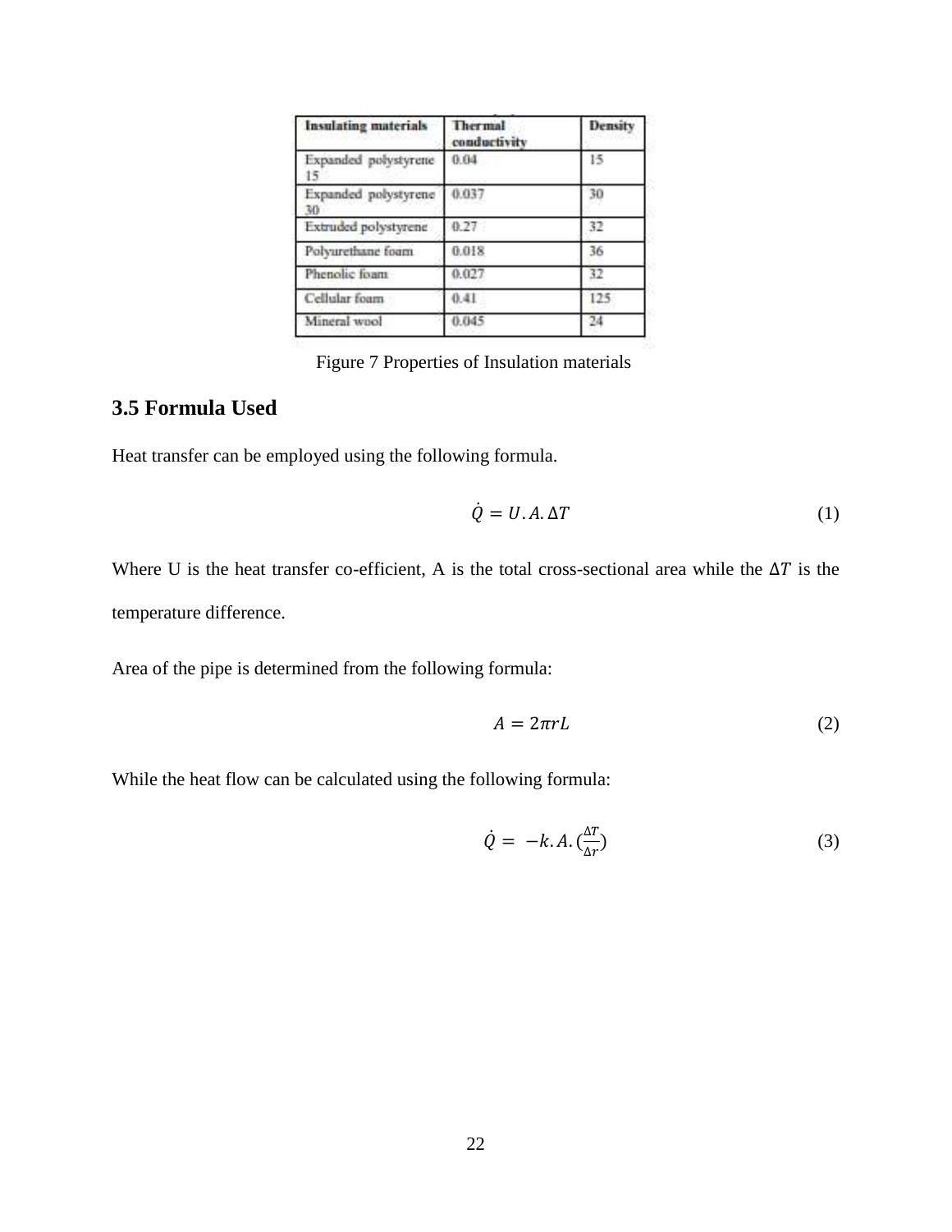| Insulating materials | Thermal conductivity | Density |
|---|---|---|
| Expanded polystyrene 15 | 0.04 | 15 |
| Expanded polystyrene 30 | 0.037 | 30 |
| Extruded polystyrene | 0.27 | 32 |
| Polyurethane foam | 0.018 | 36 |
| Phenolic foam | 0.027 | 32 |
| Cellular foam | 0.41 | 125 |
| Mineral wool | 0.045 | 24 |

Figure 7 Properties of Insulation materials

### 3.5 Formula Used

Heat transfer can be employed using the following formula.

$$\dot{Q} = U.A.\Delta T \tag{1}$$

Where U is the heat transfer co-efficient, A is the total cross-sectional area while the $\Delta T$ is the temperature difference.

Area of the pipe is determined from the following formula:

$$A = 2\pi rL \tag{2}$$

While the heat flow can be calculated using the following formula:

$$\dot{Q} = -k.A.(\frac{\Delta T}{\Delta r}) \tag{3}$$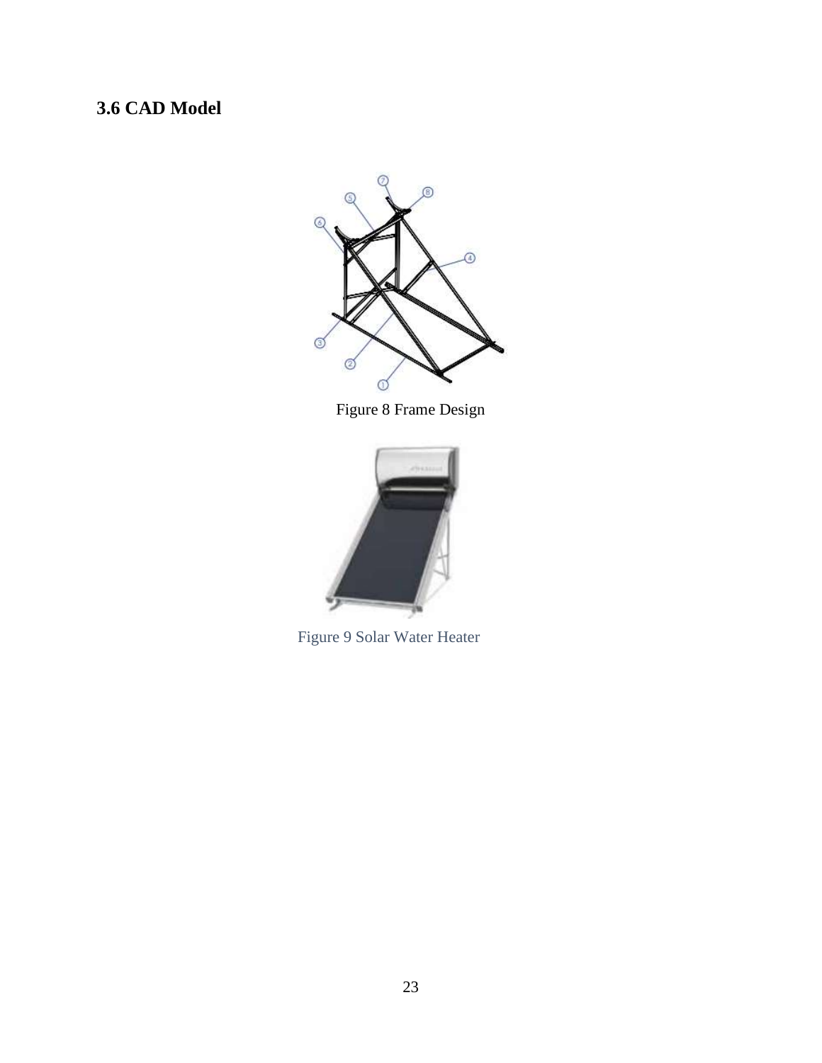### 3.6 CAD Model

Figure 8 Frame Design

Figure 9 Solar Water Heater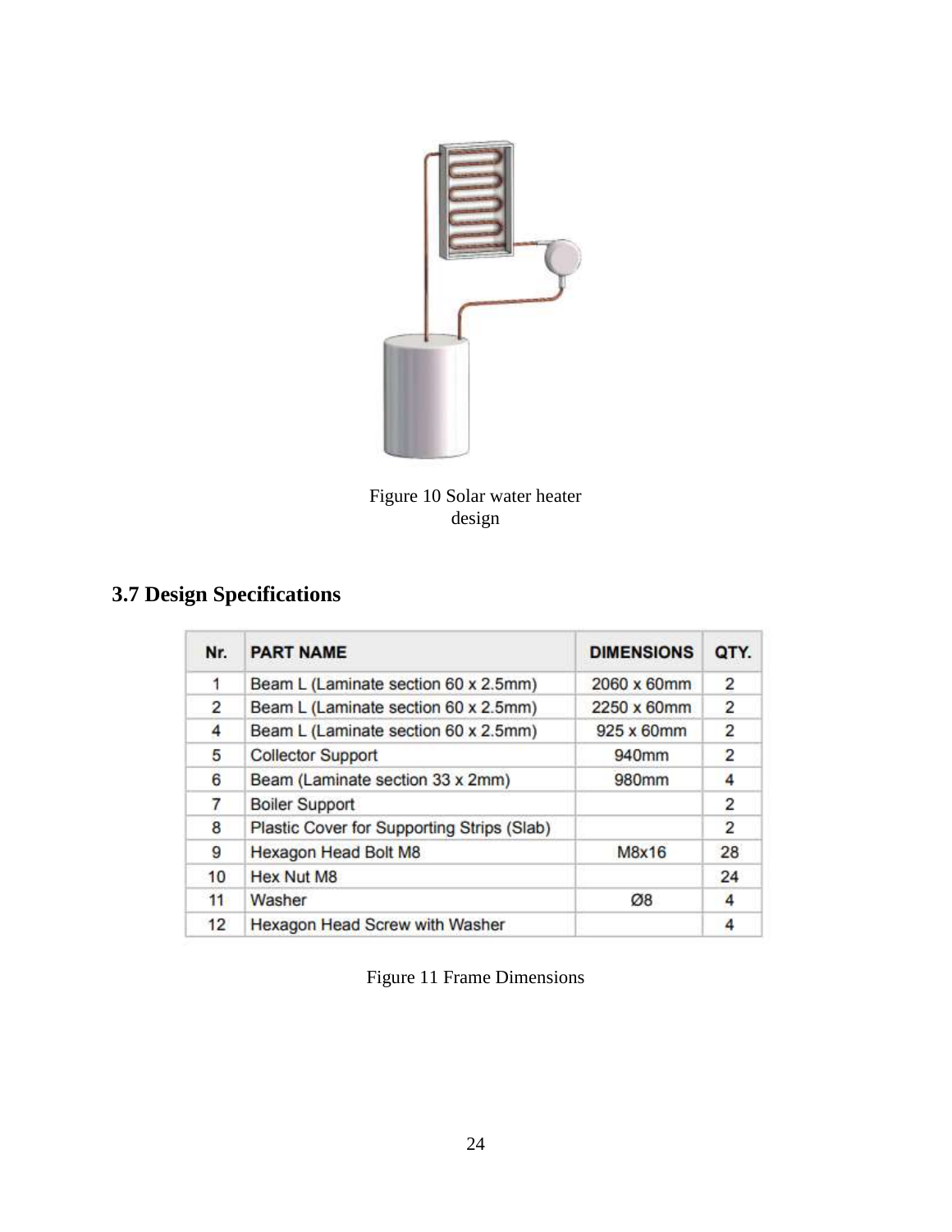Figure 10 Solar water heater design

### 3.7 Design Specifications

| Nr. | PART NAME | DIMENSIONS | QTY. |
|---|---|---|---|
| 1 | Beam L (Laminate section 60 x 2.5mm) | 2060 x 60mm | 2 |
| 2 | Beam L (Laminate section 60 x 2.5mm) | 2250 x 60mm | 2 |
| 4 | Beam L (Laminate section 60 x 2.5mm) | 925 x 60mm | 2 |
| 5 | Collector Support | 940mm | 2 |
| 6 | Beam (Laminate section 33 x 2mm) | 980mm | 4 |
| 7 | Boiler Support | | 2 |
| 8 | Plastic Cover for Supporting Strips (Slab) | | 2 |
| 9 | Hexagon Head Bolt M8 | M8x16 | 28 |
| 10 | Hex Nut M8 | | 24 |
| 11 | Washer | Ø8 | 4 |
| 12 | Hexagon Head Screw with Washer | | 4 |

Figure 11 Frame Dimensions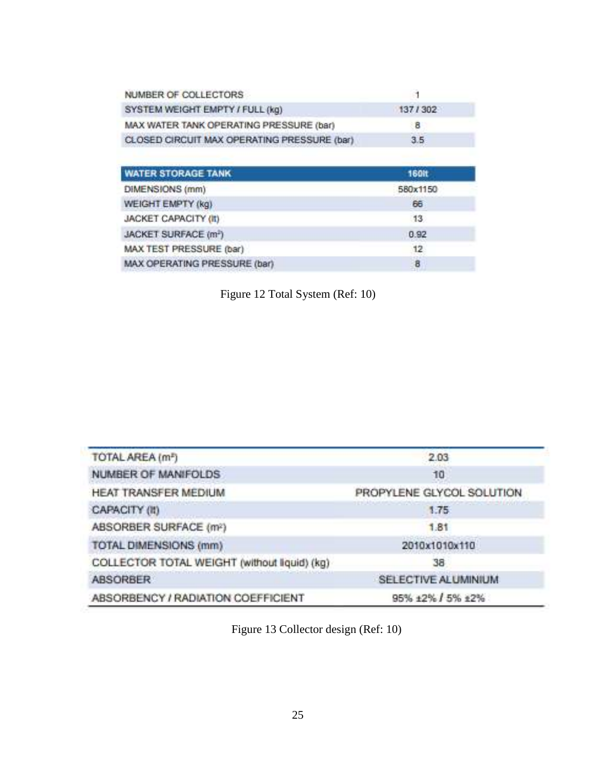| | |
|---|---|
| NUMBER OF COLLECTORS | 1 |
| SYSTEM WEIGHT EMPTY / FULL (kg) | 137 / 302 |
| MAX WATER TANK OPERATING PRESSURE (bar) | 8 |
| CLOSED CIRCUIT MAX OPERATING PRESSURE (bar) | 3.5 |

| WATER STORAGE TANK | 160lt |
|---|---|
| DIMENSIONS (mm) | 580x1150 |
| WEIGHT EMPTY (kg) | 66 |
| JACKET CAPACITY (lt) | 13 |
| JACKET SURFACE ($m^2$) | 0.92 |
| MAX TEST PRESSURE (bar) | 12 |
| MAX OPERATING PRESSURE (bar) | 8 |

Figure 12 Total System (Ref: 10)

| | |
|---|---|
| TOTAL AREA ($m^2$) | 2.03 |
| NUMBER OF MANIFOLDS | 10 |
| HEAT TRANSFER MEDIUM | PROPYLENE GLYCOL SOLUTION |
| CAPACITY (lt) | 1.75 |
| ABSORBER SURFACE ($m^2$) | 1.81 |
| TOTAL DIMENSIONS (mm) | 2010x1010x110 |
| COLLECTOR TOTAL WEIGHT (without liquid) (kg) | 38 |
| ABSORBER | SELECTIVE ALUMINIUM |
| ABSORBENCY / RADIATION COEFFICIENT | 95% ±2% / 5% ±2% |

Figure 13 Collector design (Ref: 10)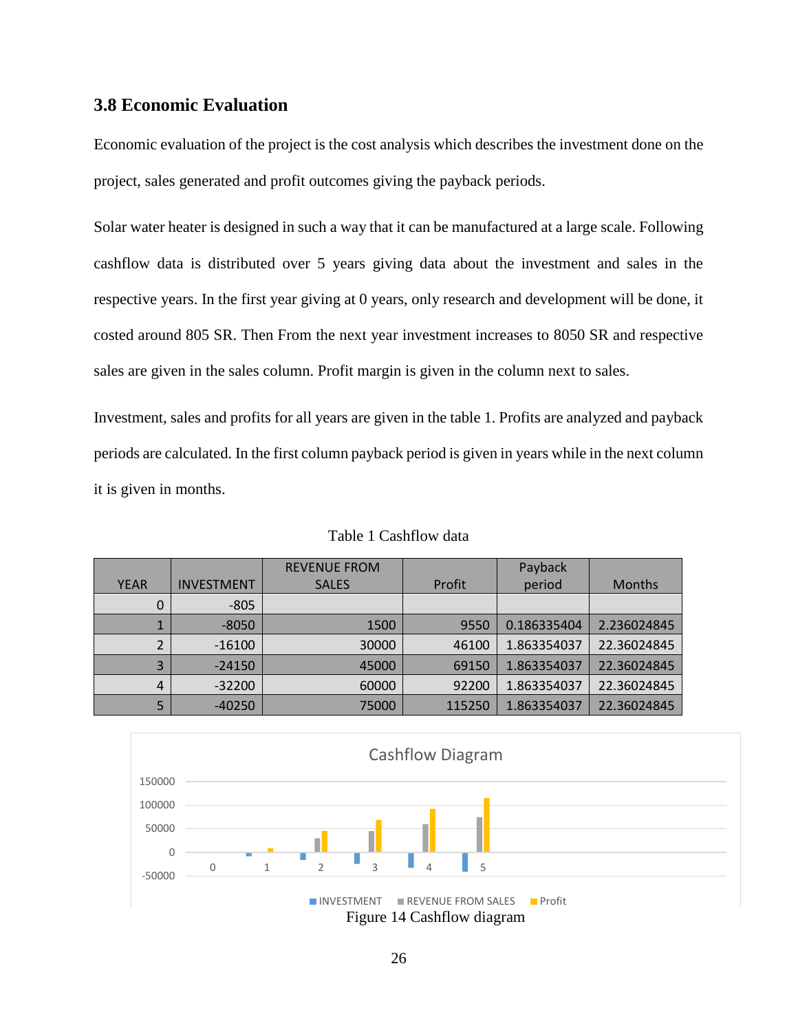## 3.8 Economic Evaluation

Economic evaluation of the project is the cost analysis which describes the investment done on the project, sales generated and profit outcomes giving the payback periods.

Solar water heater is designed in such a way that it can be manufactured at a large scale. Following cashflow data is distributed over 5 years giving data about the investment and sales in the respective years. In the first year giving at 0 years, only research and development will be done, it costed around 805 SR. Then From the next year investment increases to 8050 SR and respective sales are given in the sales column. Profit margin is given in the column next to sales.

Investment, sales and profits for all years are given in the table 1. Profits are analyzed and payback periods are calculated. In the first column payback period is given in years while in the next column it is given in months.

Table 1 Cashflow data

| YEAR | INVESTMENT | REVENUE FROM SALES | Profit | Payback period | Months |
|---|---|---|---|---|---|
| 0 | -805 | | | | |
| 1 | -8050 | 1500 | 9550 | 0.186335404 | 2.236024845 |
| 2 | -16100 | 30000 | 46100 | 1.863354037 | 22.36024845 |
| 3 | -24150 | 45000 | 69150 | 1.863354037 | 22.36024845 |
| 4 | -32200 | 60000 | 92200 | 1.863354037 | 22.36024845 |
| 5 | -40250 | 75000 | 115250 | 1.863354037 | 22.36024845 |

Figure 14 Cashflow diagram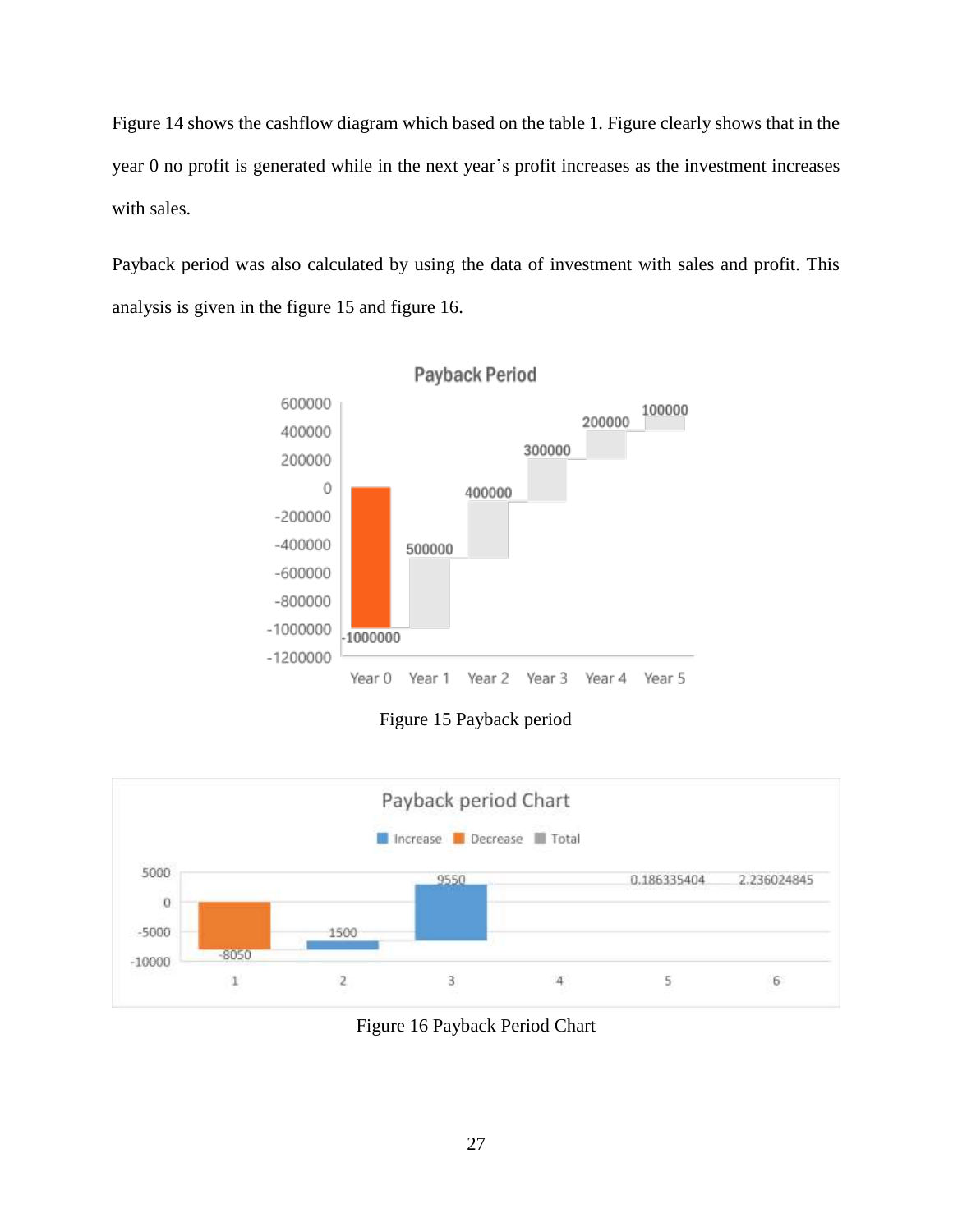Figure 14 shows the cashflow diagram which based on the table 1. Figure clearly shows that in the year 0 no profit is generated while in the next year's profit increases as the investment increases with sales.

Payback period was also calculated by using the data of investment with sales and profit. This analysis is given in the figure 15 and figure 16.

Figure 15 Payback period

Figure 16 Payback Period Chart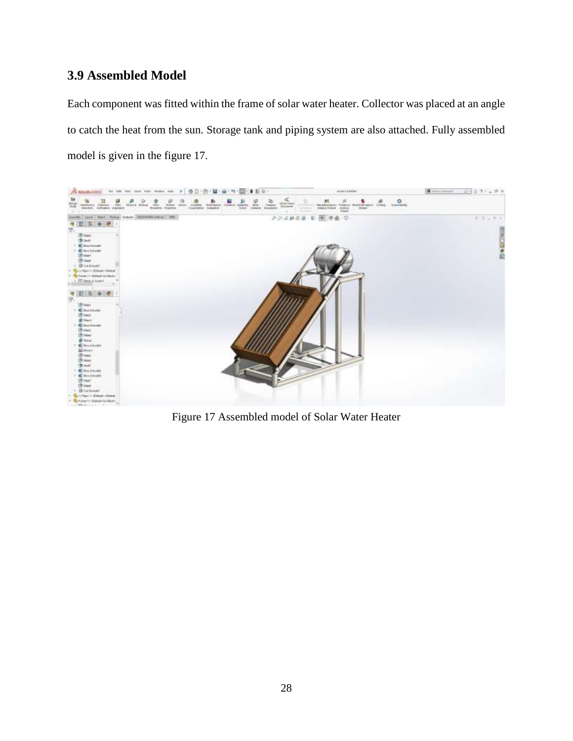## 3.9 Assembled Model

Each component was fitted within the frame of solar water heater. Collector was placed at an angle to catch the heat from the sun. Storage tank and piping system are also attached. Fully assembled model is given in the figure 17.

Figure 17 Assembled model of Solar Water Heater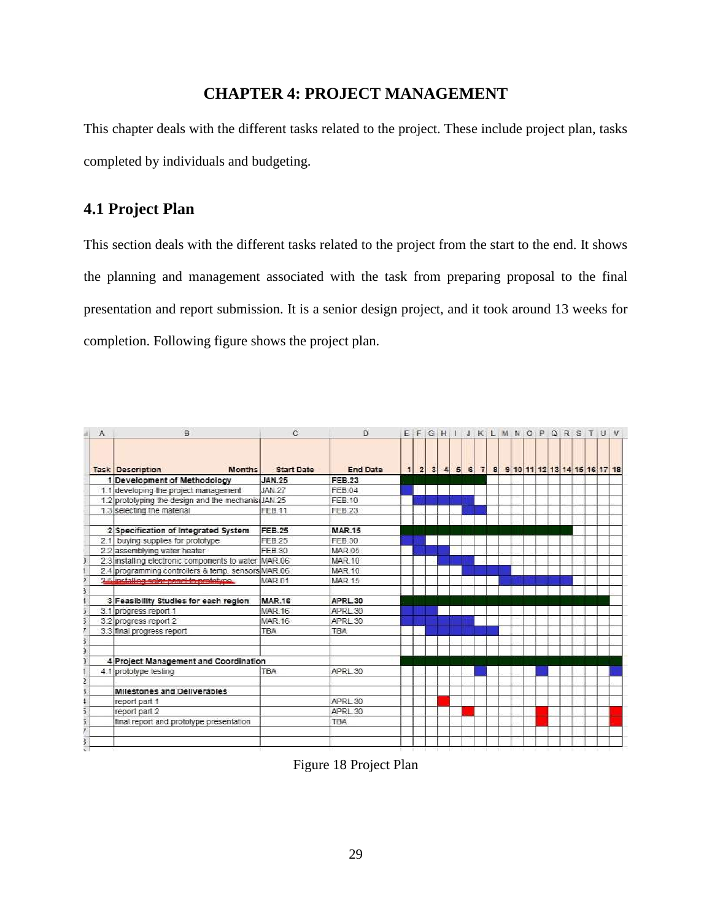# CHAPTER 4: PROJECT MANAGEMENT

This chapter deals with the different tasks related to the project. These include project plan, tasks completed by individuals and budgeting.

## 4.1 Project Plan

This section deals with the different tasks related to the project from the start to the end. It shows the planning and management associated with the task from preparing proposal to the final presentation and report submission. It is a senior design project, and it took around 13 weeks for completion. Following figure shows the project plan.

| Task | Description Months | Start Date | End Date |
|---|---|---|---|
| 1 | Development of Methodology | JAN.25 | FEB.23 |
| 1.1 | developing the project management | JAN.27 | FEB.04 |
| 1.2 | prototyping the design and the mechanis | JAN.25 | FEB.10 |
| 1.3 | selecting the material | FEB.11 | FEB.23 |
| 2 | Specification of Integrated System | FEB.25 | MAR.15 |
| 2.1 | buying supplies for prototype | FEB.25 | FEB.30 |
| 2.2 | assemblying water heater | FEB.30 | MAR.05 |
| 2.3 | installing electronic components to water | MAR.06 | MAR.10 |
| 2.4 | programming controllers & temp. sensors | MAR.06 | MAR.10 |
| 2.5 | ~~installing solar panel to prototype~~ | MAR.01 | MAR.15 |
| 3 | Feasibility Studies for each region | MAR.16 | APRL.30 |
| 3.1 | progress report 1 | MAR.16 | APRL.30 |
| 3.2 | progress report 2 | MAR.16 | APRL.30 |
| 3.3 | final progress report | TBA | TBA |
| 4 | Project Management and Coordination | | |
| 4.1 | prototype testing | TBA | APRL.30 |
| | Milestones and Deliverables | | |
| | report part 1 | | APRL.30 |
| | report part 2 | | APRL.30 |
| | final report and prototype presentation | | TBA |

Figure 18 Project Plan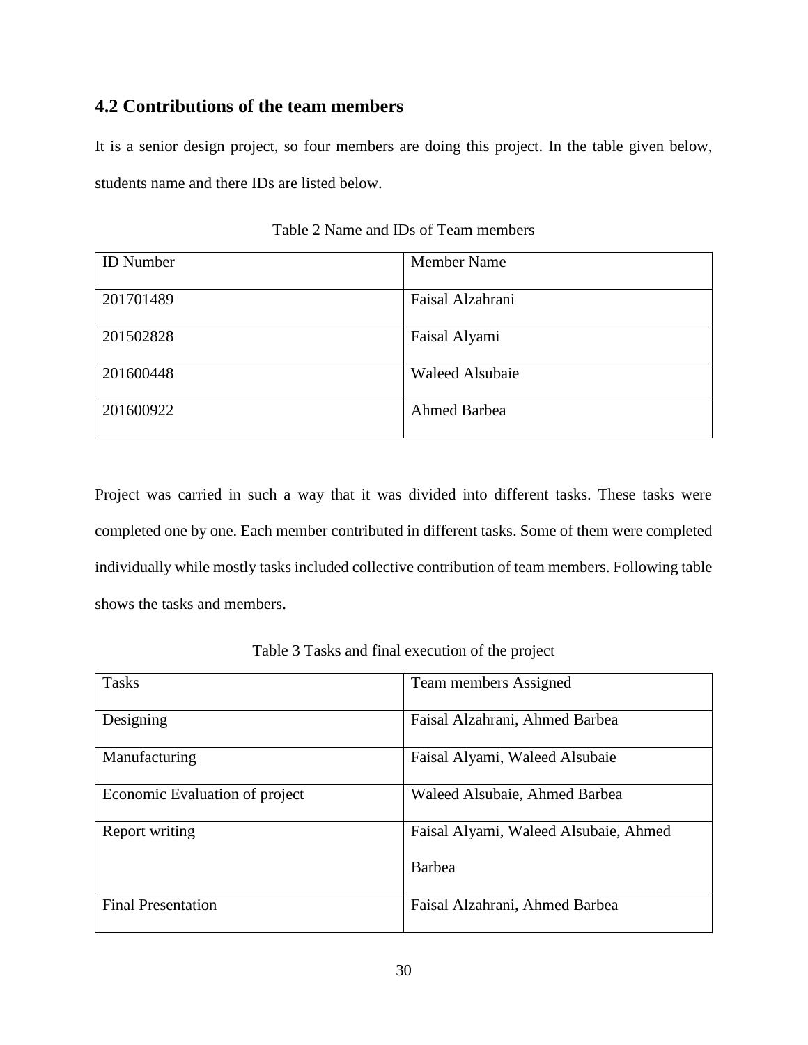## 4.2 Contributions of the team members

It is a senior design project, so four members are doing this project. In the table given below, students name and there IDs are listed below.

Table 2 Name and IDs of Team members

| ID Number | Member Name |
|---|---|
| 201701489 | Faisal Alzahrani |
| 201502828 | Faisal Alyami |
| 201600448 | Waleed Alsubaie |
| 201600922 | Ahmed Barbea |

Project was carried in such a way that it was divided into different tasks. These tasks were completed one by one. Each member contributed in different tasks. Some of them were completed individually while mostly tasks included collective contribution of team members. Following table shows the tasks and members.

Table 3 Tasks and final execution of the project

| Tasks | Team members Assigned |
|---|---|
| Designing | Faisal Alzahrani, Ahmed Barbea |
| Manufacturing | Faisal Alyami, Waleed Alsubaie |
| Economic Evaluation of project | Waleed Alsubaie, Ahmed Barbea |
| Report writing | Faisal Alyami, Waleed Alsubaie, Ahmed Barbea |
| Final Presentation | Faisal Alzahrani, Ahmed Barbea |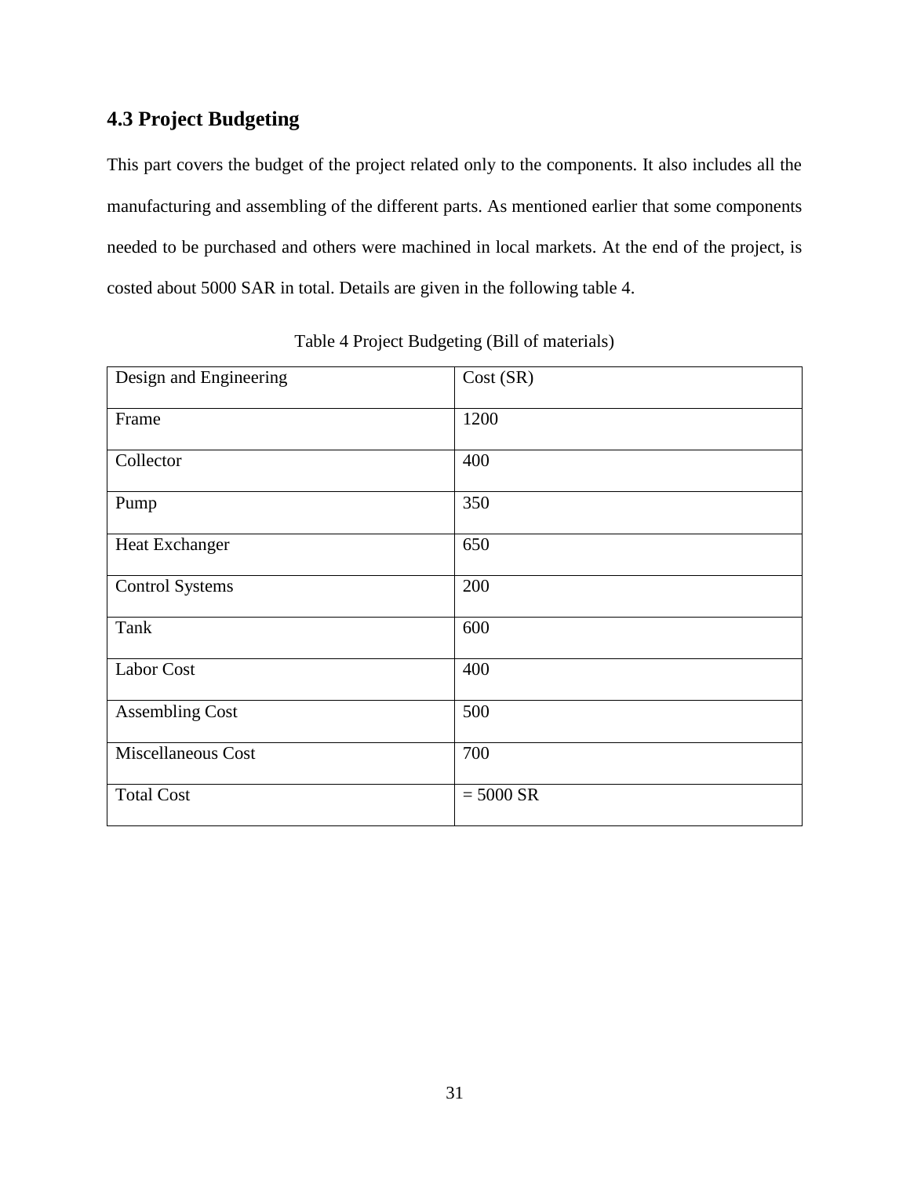## 4.3 Project Budgeting

This part covers the budget of the project related only to the components. It also includes all the manufacturing and assembling of the different parts. As mentioned earlier that some components needed to be purchased and others were machined in local markets. At the end of the project, is costed about 5000 SAR in total. Details are given in the following table 4.

Table 4 Project Budgeting (Bill of materials)

| Design and Engineering | Cost (SR) |
|---|---|
| Frame | 1200 |
| Collector | 400 |
| Pump | 350 |
| Heat Exchanger | 650 |
| Control Systems | 200 |
| Tank | 600 |
| Labor Cost | 400 |
| Assembling Cost | 500 |
| Miscellaneous Cost | 700 |
| Total Cost | = 5000 SR |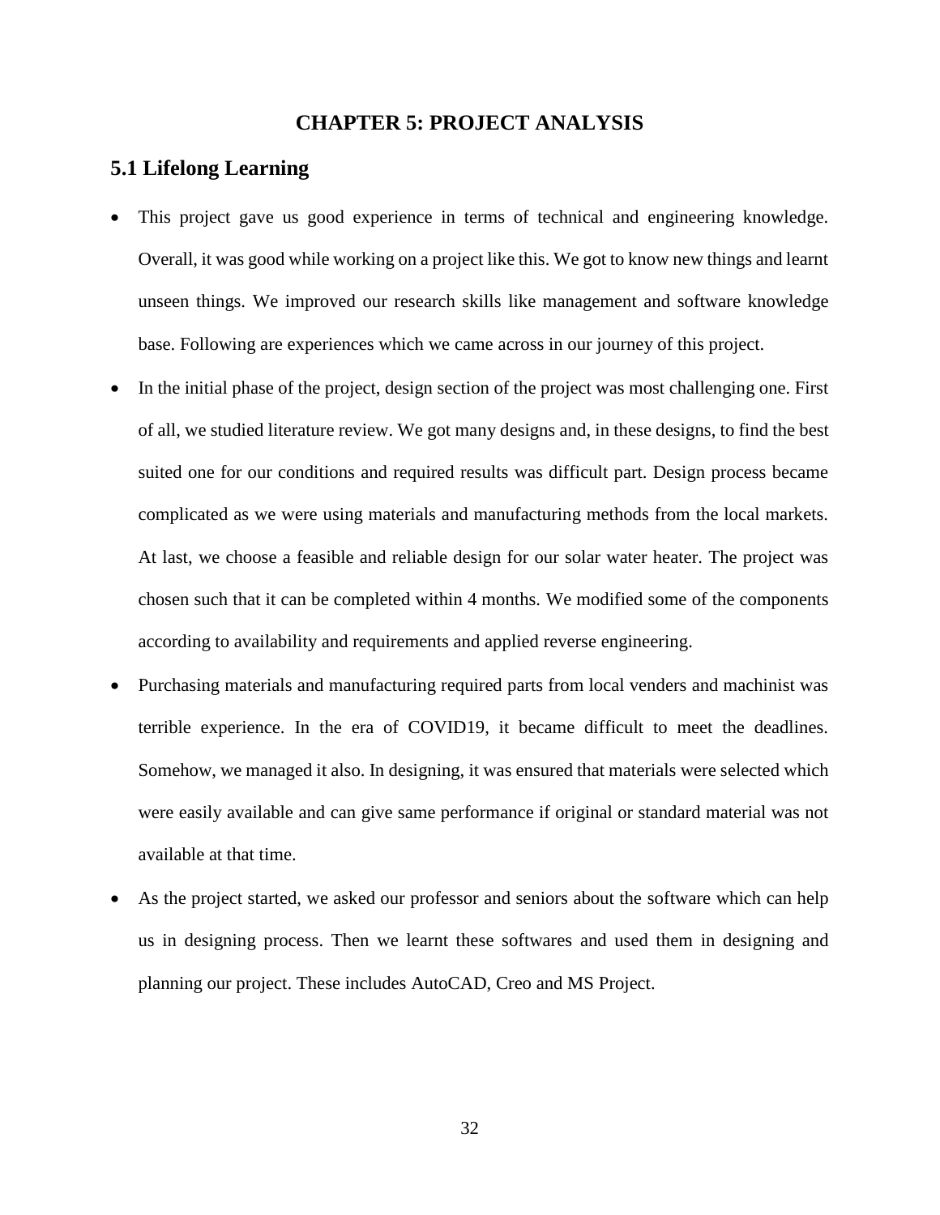# CHAPTER 5: PROJECT ANALYSIS

## 5.1 Lifelong Learning

- This project gave us good experience in terms of technical and engineering knowledge. Overall, it was good while working on a project like this. We got to know new things and learnt unseen things. We improved our research skills like management and software knowledge base. Following are experiences which we came across in our journey of this project.
- In the initial phase of the project, design section of the project was most challenging one. First of all, we studied literature review. We got many designs and, in these designs, to find the best suited one for our conditions and required results was difficult part. Design process became complicated as we were using materials and manufacturing methods from the local markets. At last, we choose a feasible and reliable design for our solar water heater. The project was chosen such that it can be completed within 4 months. We modified some of the components according to availability and requirements and applied reverse engineering.
- Purchasing materials and manufacturing required parts from local venders and machinist was terrible experience. In the era of COVID19, it became difficult to meet the deadlines. Somehow, we managed it also. In designing, it was ensured that materials were selected which were easily available and can give same performance if original or standard material was not available at that time.
- As the project started, we asked our professor and seniors about the software which can help us in designing process. Then we learnt these softwares and used them in designing and planning our project. These includes AutoCAD, Creo and MS Project.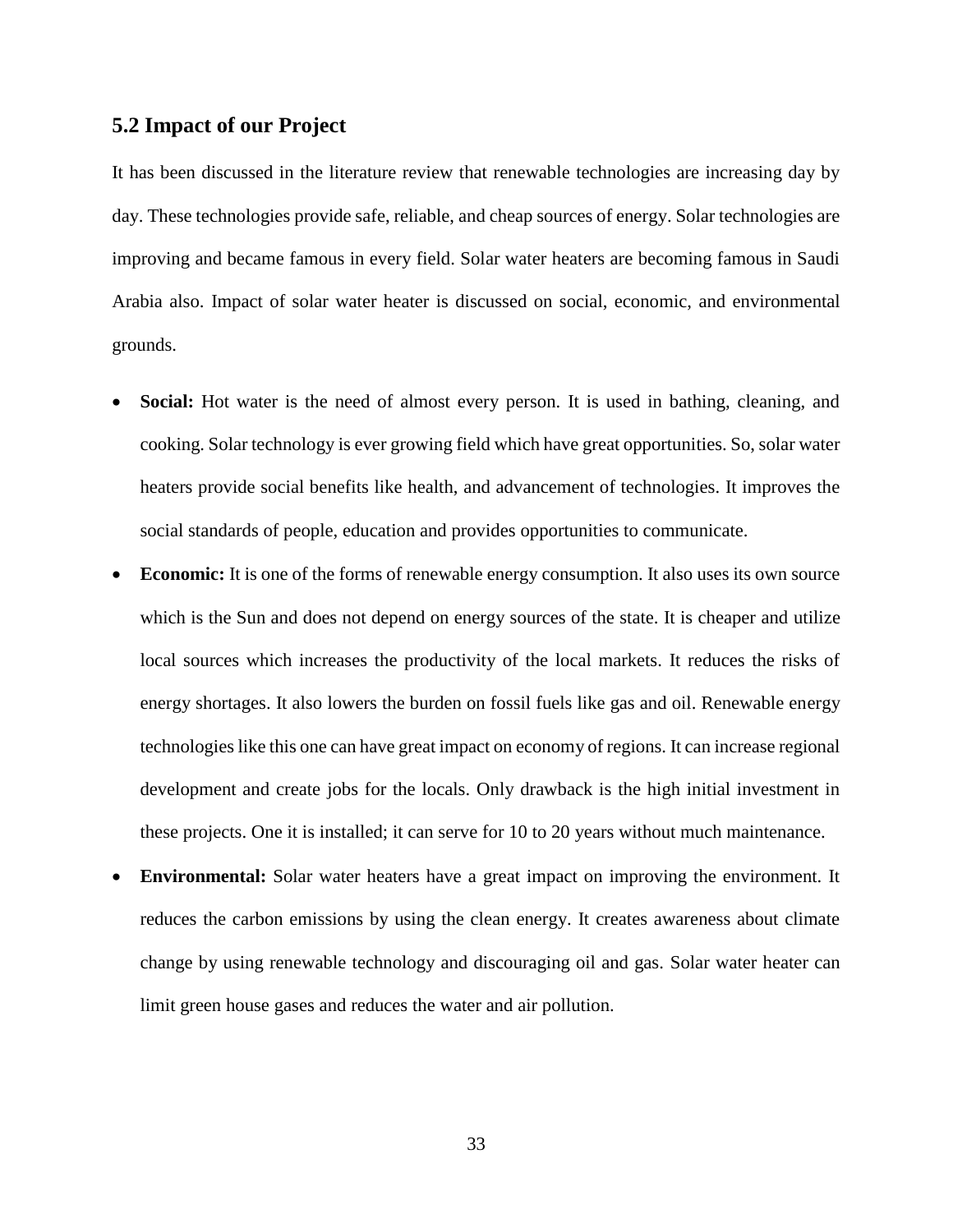## 5.2 Impact of our Project

It has been discussed in the literature review that renewable technologies are increasing day by day. These technologies provide safe, reliable, and cheap sources of energy. Solar technologies are improving and became famous in every field. Solar water heaters are becoming famous in Saudi Arabia also. Impact of solar water heater is discussed on social, economic, and environmental grounds.

- **Social:** Hot water is the need of almost every person. It is used in bathing, cleaning, and cooking. Solar technology is ever growing field which have great opportunities. So, solar water heaters provide social benefits like health, and advancement of technologies. It improves the social standards of people, education and provides opportunities to communicate.
- **Economic:** It is one of the forms of renewable energy consumption. It also uses its own source which is the Sun and does not depend on energy sources of the state. It is cheaper and utilize local sources which increases the productivity of the local markets. It reduces the risks of energy shortages. It also lowers the burden on fossil fuels like gas and oil. Renewable energy technologies like this one can have great impact on economy of regions. It can increase regional development and create jobs for the locals. Only drawback is the high initial investment in these projects. One it is installed; it can serve for 10 to 20 years without much maintenance.
- **Environmental:** Solar water heaters have a great impact on improving the environment. It reduces the carbon emissions by using the clean energy. It creates awareness about climate change by using renewable technology and discouraging oil and gas. Solar water heater can limit green house gases and reduces the water and air pollution.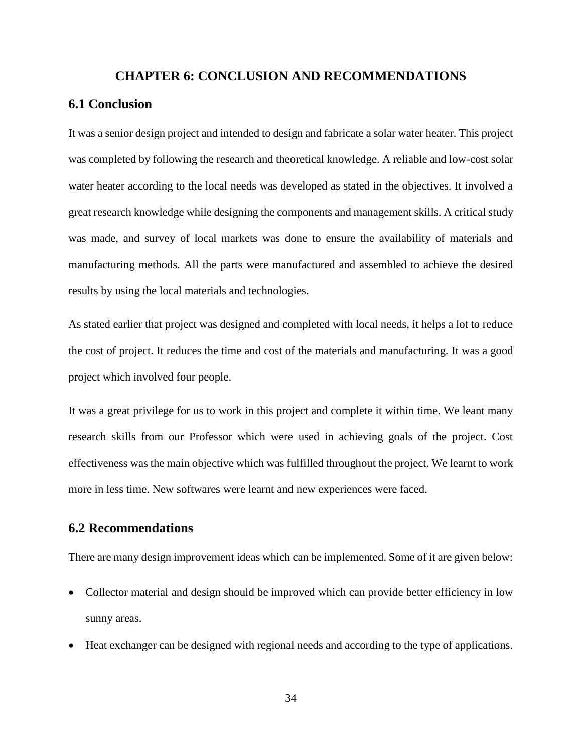# CHAPTER 6: CONCLUSION AND RECOMMENDATIONS

## 6.1 Conclusion

It was a senior design project and intended to design and fabricate a solar water heater. This project was completed by following the research and theoretical knowledge. A reliable and low-cost solar water heater according to the local needs was developed as stated in the objectives. It involved a great research knowledge while designing the components and management skills. A critical study was made, and survey of local markets was done to ensure the availability of materials and manufacturing methods. All the parts were manufactured and assembled to achieve the desired results by using the local materials and technologies.

As stated earlier that project was designed and completed with local needs, it helps a lot to reduce the cost of project. It reduces the time and cost of the materials and manufacturing. It was a good project which involved four people.

It was a great privilege for us to work in this project and complete it within time. We leant many research skills from our Professor which were used in achieving goals of the project. Cost effectiveness was the main objective which was fulfilled throughout the project. We learnt to work more in less time. New softwares were learnt and new experiences were faced.

## 6.2 Recommendations

There are many design improvement ideas which can be implemented. Some of it are given below:

- Collector material and design should be improved which can provide better efficiency in low sunny areas.
- Heat exchanger can be designed with regional needs and according to the type of applications.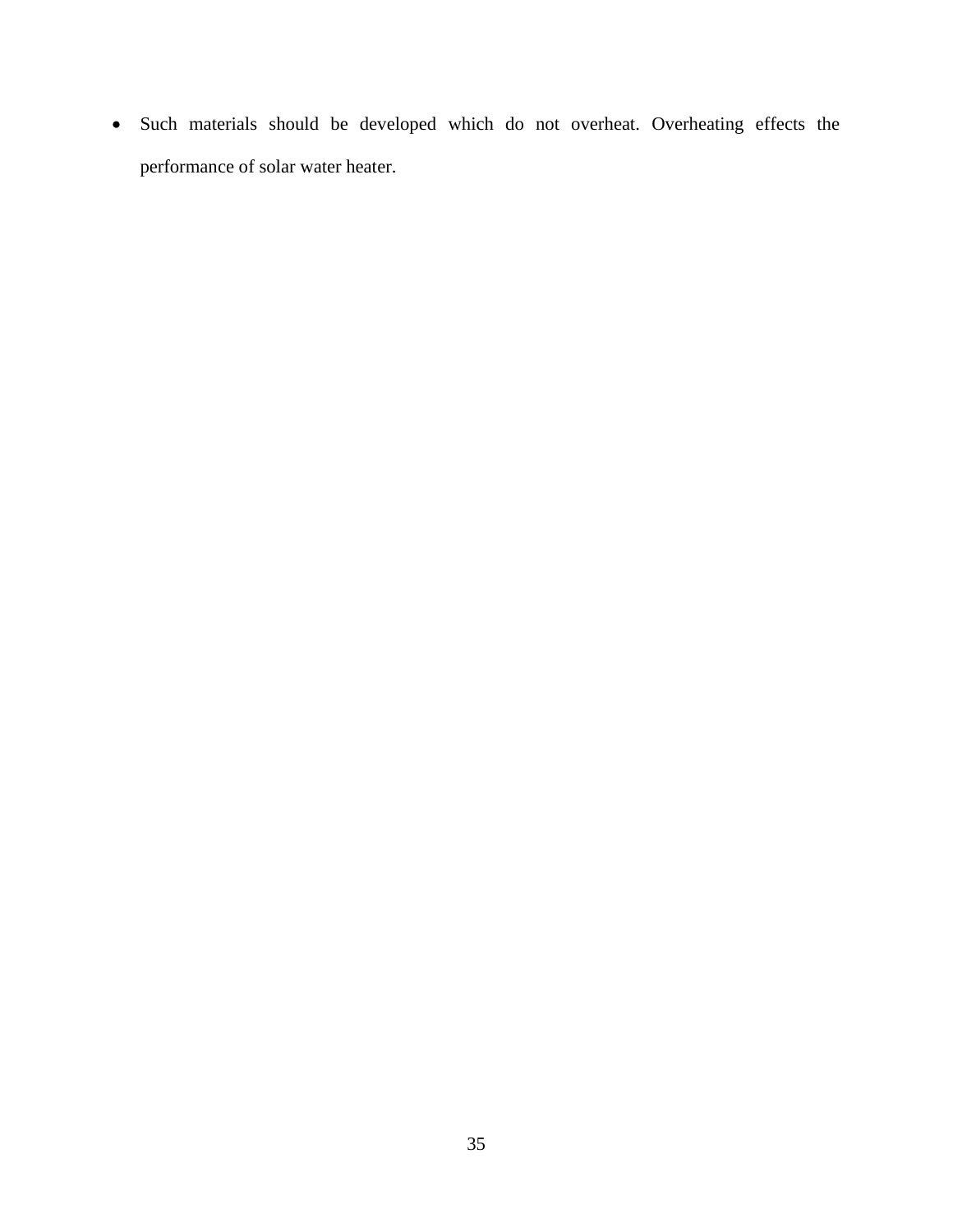- Such materials should be developed which do not overheat. Overheating effects the performance of solar water heater.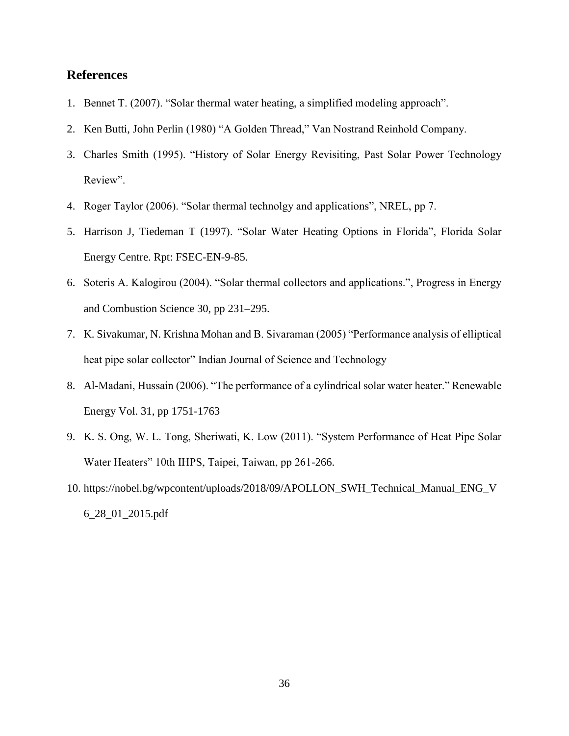## References

1. Bennet T. (2007). "Solar thermal water heating, a simplified modeling approach".
2. Ken Butti, John Perlin (1980) "A Golden Thread," Van Nostrand Reinhold Company.
3. Charles Smith (1995). "History of Solar Energy Revisiting, Past Solar Power Technology Review".
4. Roger Taylor (2006). "Solar thermal technolgy and applications", NREL, pp 7.
5. Harrison J, Tiedeman T (1997). "Solar Water Heating Options in Florida", Florida Solar Energy Centre. Rpt: FSEC-EN-9-85.
6. Soteris A. Kalogirou (2004). "Solar thermal collectors and applications.", Progress in Energy and Combustion Science 30, pp 231–295.
7. K. Sivakumar, N. Krishna Mohan and B. Sivaraman (2005) "Performance analysis of elliptical heat pipe solar collector" Indian Journal of Science and Technology
8. Al-Madani, Hussain (2006). "The performance of a cylindrical solar water heater." Renewable Energy Vol. 31, pp 1751-1763
9. K. S. Ong, W. L. Tong, Sheriwati, K. Low (2011). "System Performance of Heat Pipe Solar Water Heaters" 10th IHPS, Taipei, Taiwan, pp 261-266.
10. https://nobel.bg/wpcontent/uploads/2018/09/APOLLON_SWH_Technical_Manual_ENG_V6_28_01_2015.pdf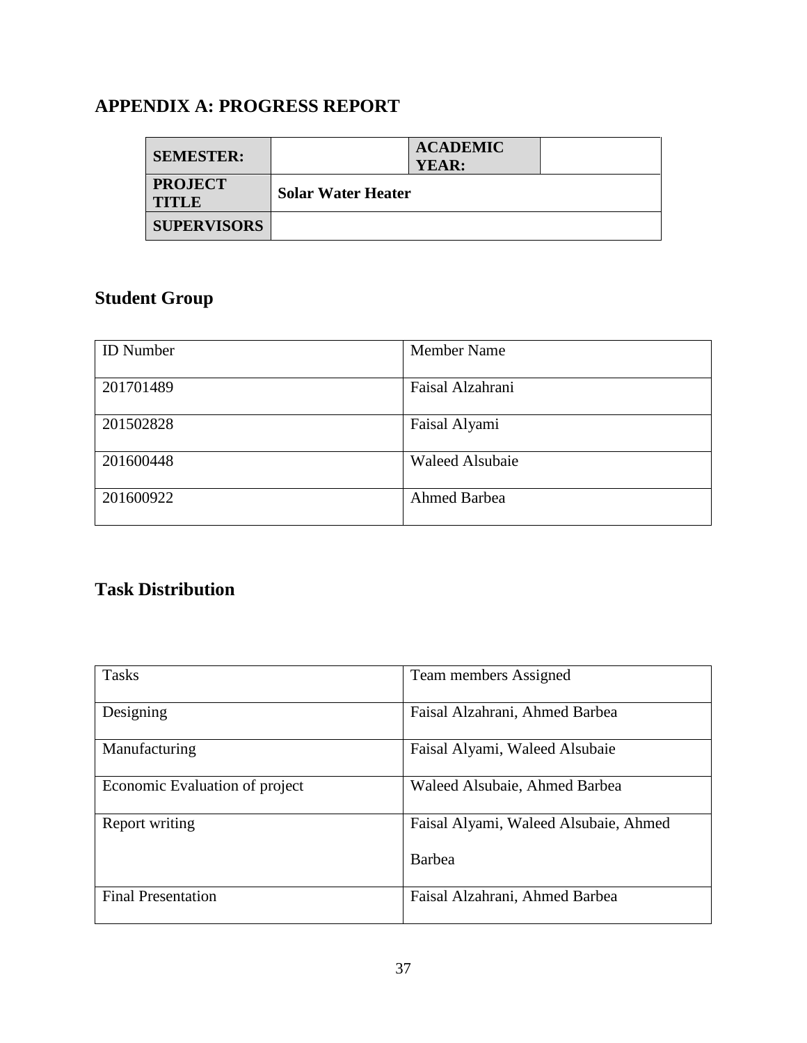# APPENDIX A: PROGRESS REPORT

| **SEMESTER:** | | **ACADEMIC YEAR:** | |
|---|---|---|---|
| **PROJECT TITLE** | **Solar Water Heater** | | |
| **SUPERVISORS** | | | |

## Student Group

| ID Number | Member Name |
|---|---|
| 201701489 | Faisal Alzahrani |
| 201502828 | Faisal Alyami |
| 201600448 | Waleed Alsubaie |
| 201600922 | Ahmed Barbea |

## Task Distribution

| Tasks | Team members Assigned |
|---|---|
| Designing | Faisal Alzahrani, Ahmed Barbea |
| Manufacturing | Faisal Alyami, Waleed Alsubaie |
| Economic Evaluation of project | Waleed Alsubaie, Ahmed Barbea |
| Report writing | Faisal Alyami, Waleed Alsubaie, Ahmed Barbea |
| Final Presentation | Faisal Alzahrani, Ahmed Barbea |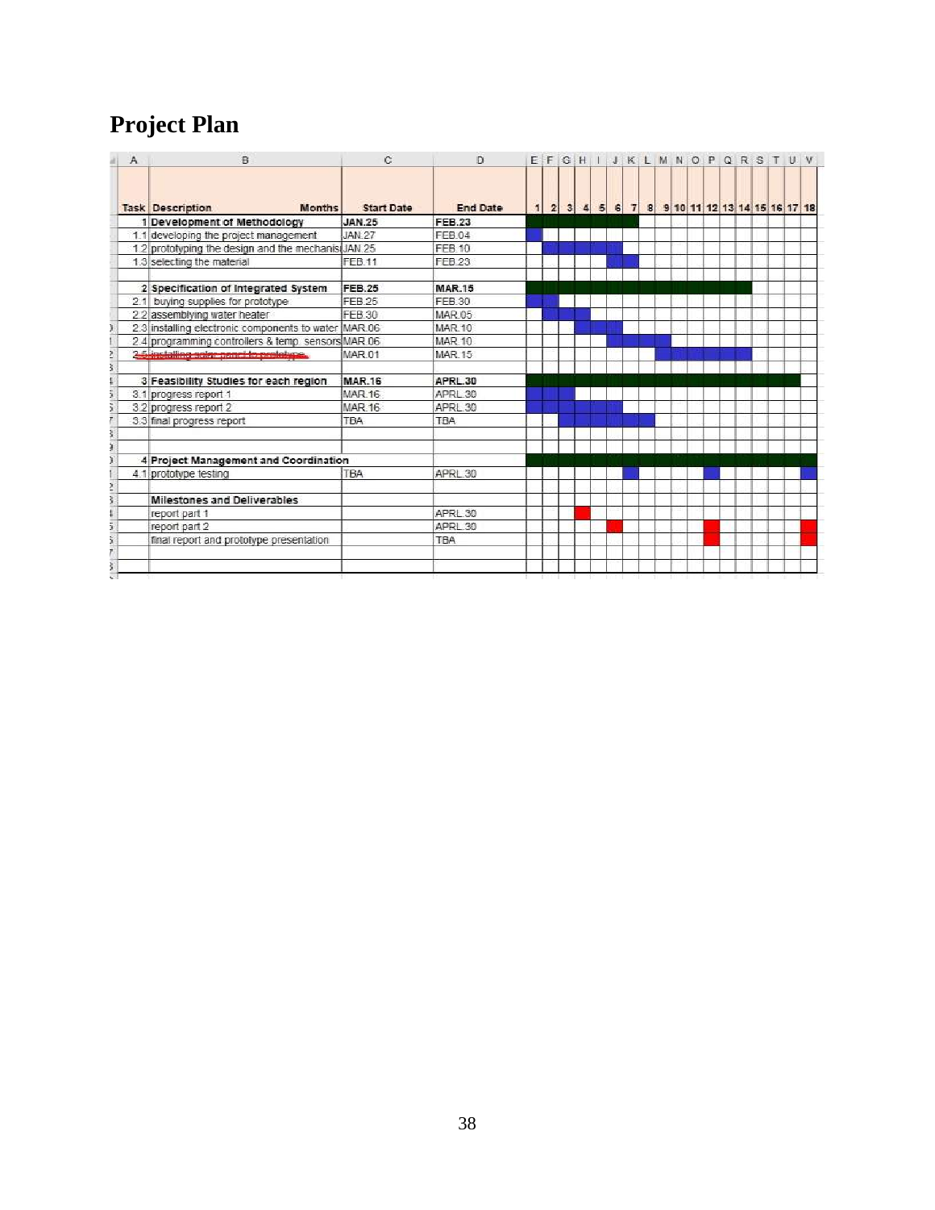# Project Plan

| Task | Description | Start Date | End Date | 1 | 2 | 3 | 4 | 5 | 6 | 7 | 8 | 9 | 10 | 11 | 12 | 13 | 14 | 15 | 16 | 17 | 18 |
|---|---|---|---|---|---|---|---|---|---|---|---|---|---|---|---|---|---|---|---|---|---|
| 1 | **Development of Methodology** | **JAN.25** | **FEB.23** | | | | | | | | | | | | | | | | | | |
| 1.1 | developing the project management | JAN.27 | FEB.04 | | | | | | | | | | | | | | | | | | |
| 1.2 | prototyping the design and the mechanis | JAN.25 | FEB.10 | | | | | | | | | | | | | | | | | | |
| 1.3 | selecting the material | FEB.11 | FEB.23 | | | | | | | | | | | | | | | | | | |
| | | | | | | | | | | | | | | | | | | | | | |
| 2 | **Specification of Integrated System** | **FEB.25** | **MAR.15** | | | | | | | | | | | | | | | | | | |
| 2.1 | buying supplies for prototype | FEB.25 | FEB.30 | | | | | | | | | | | | | | | | | | |
| 2.2 | assemblying water heater | FEB.30 | MAR.05 | | | | | | | | | | | | | | | | | | |
| 2.3 | installing electronic components to water | MAR.06 | MAR.10 | | | | | | | | | | | | | | | | | | |
| 2.4 | programming controllers & temp. sensors | MAR.06 | MAR.10 | | | | | | | | | | | | | | | | | | |
| 2.5 | ~~installing solar panel to prototype~~ | MAR.01 | MAR.15 | | | | | | | | | | | | | | | | | | |
| | | | | | | | | | | | | | | | | | | | | | |
| 3 | **Feasibility Studies for each region** | **MAR.16** | **APRL.30** | | | | | | | | | | | | | | | | | | |
| 3.1 | progress report 1 | MAR.16 | APRL.30 | | | | | | | | | | | | | | | | | | |
| 3.2 | progress report 2 | MAR.16 | APRL.30 | | | | | | | | | | | | | | | | | | |
| 3.3 | final progress report | TBA | TBA | | | | | | | | | | | | | | | | | | |
| | | | | | | | | | | | | | | | | | | | | | |
| 4 | **Project Management and Coordination** | | | | | | | | | | | | | | | | | | | | |
| 4.1 | prototype testing | TBA | APRL.30 | | | | | | | | | | | | | | | | | | |
| | | | | | | | | | | | | | | | | | | | | | |
| | **Milestones and Deliverables** | | | | | | | | | | | | | | | | | | | | |
| | report part 1 | | APRL.30 | | | | | | | | | | | | | | | | | | |
| | report part 2 | | APRL.30 | | | | | | | | | | | | | | | | | | |
| | final report and prototype presentation | | TBA | | | | | | | | | | | | | | | | | | |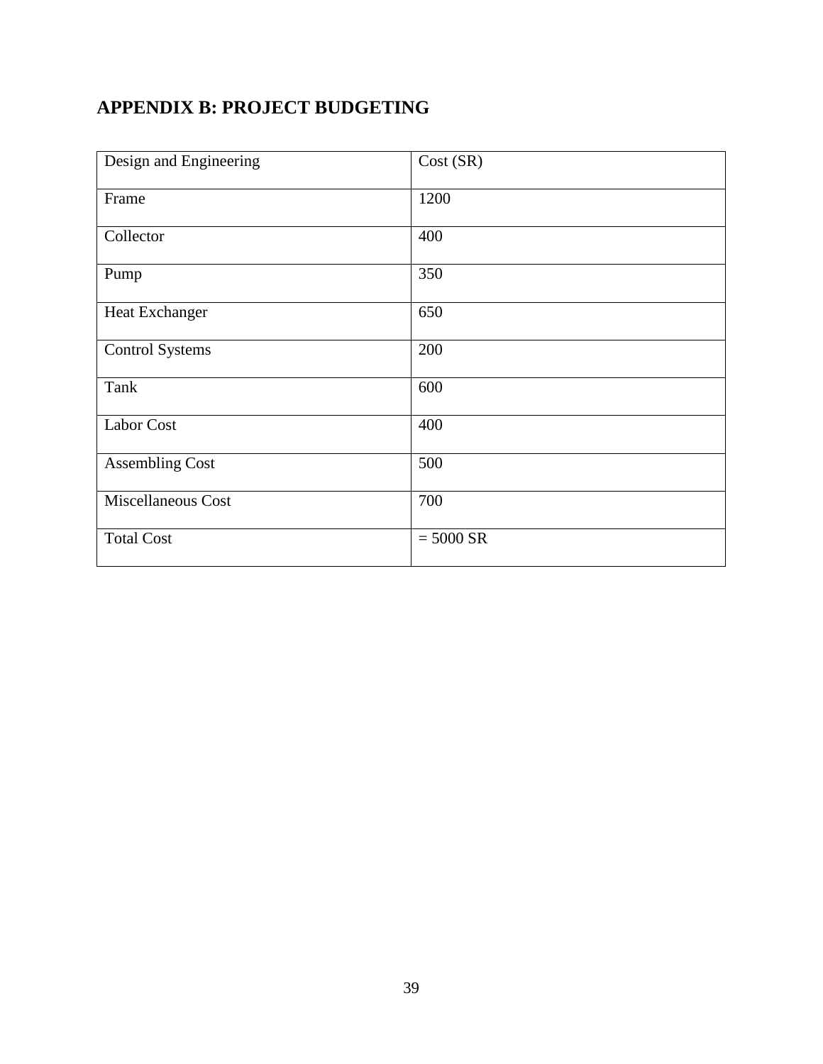## APPENDIX B: PROJECT BUDGETING

| Design and Engineering | Cost (SR) |
| --- | --- |
| Frame | 1200 |
| Collector | 400 |
| Pump | 350 |
| Heat Exchanger | 650 |
| Control Systems | 200 |
| Tank | 600 |
| Labor Cost | 400 |
| Assembling Cost | 500 |
| Miscellaneous Cost | 700 |
| Total Cost | = 5000 SR |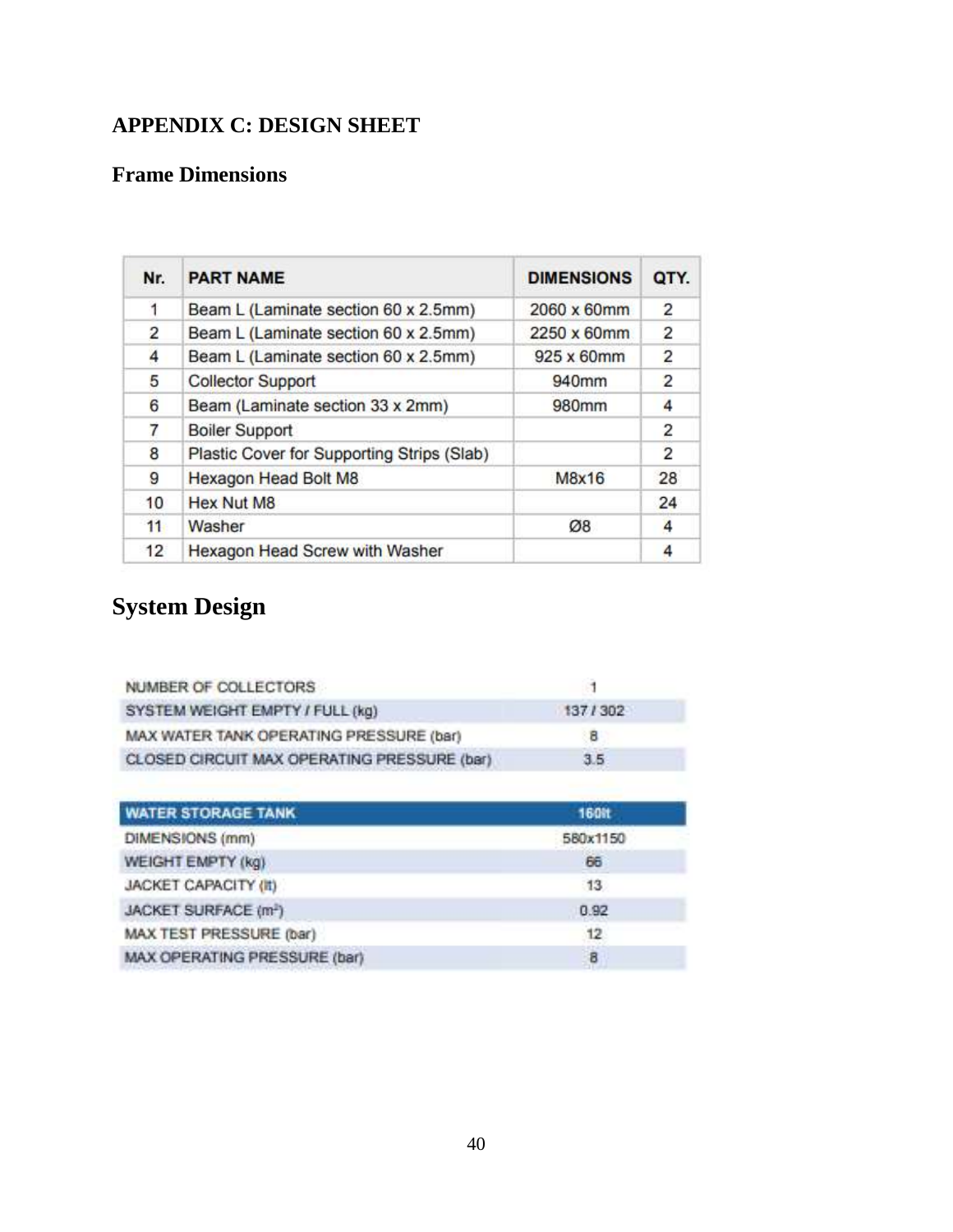## APPENDIX C: DESIGN SHEET

### Frame Dimensions

| Nr. | PART NAME | DIMENSIONS | QTY. |
|---|---|---|---|
| 1 | Beam L (Laminate section 60 x 2.5mm) | 2060 x 60mm | 2 |
| 2 | Beam L (Laminate section 60 x 2.5mm) | 2250 x 60mm | 2 |
| 4 | Beam L (Laminate section 60 x 2.5mm) | 925 x 60mm | 2 |
| 5 | Collector Support | 940mm | 2 |
| 6 | Beam (Laminate section 33 x 2mm) | 980mm | 4 |
| 7 | Boiler Support | | 2 |
| 8 | Plastic Cover for Supporting Strips (Slab) | | 2 |
| 9 | Hexagon Head Bolt M8 | M8x16 | 28 |
| 10 | Hex Nut M8 | | 24 |
| 11 | Washer | Ø8 | 4 |
| 12 | Hexagon Head Screw with Washer | | 4 |

# System Design

| | |
|---|---|
| NUMBER OF COLLECTORS | 1 |
| SYSTEM WEIGHT EMPTY / FULL (kg) | 137 / 302 |
| MAX WATER TANK OPERATING PRESSURE (bar) | 8 |
| CLOSED CIRCUIT MAX OPERATING PRESSURE (bar) | 3.5 |

| WATER STORAGE TANK | 160lt |
|---|---|
| DIMENSIONS (mm) | 580x1150 |
| WEIGHT EMPTY (kg) | 66 |
| JACKET CAPACITY (lt) | 13 |
| JACKET SURFACE ($m^2$) | 0.92 |
| MAX TEST PRESSURE (bar) | 12 |
| MAX OPERATING PRESSURE (bar) | 8 |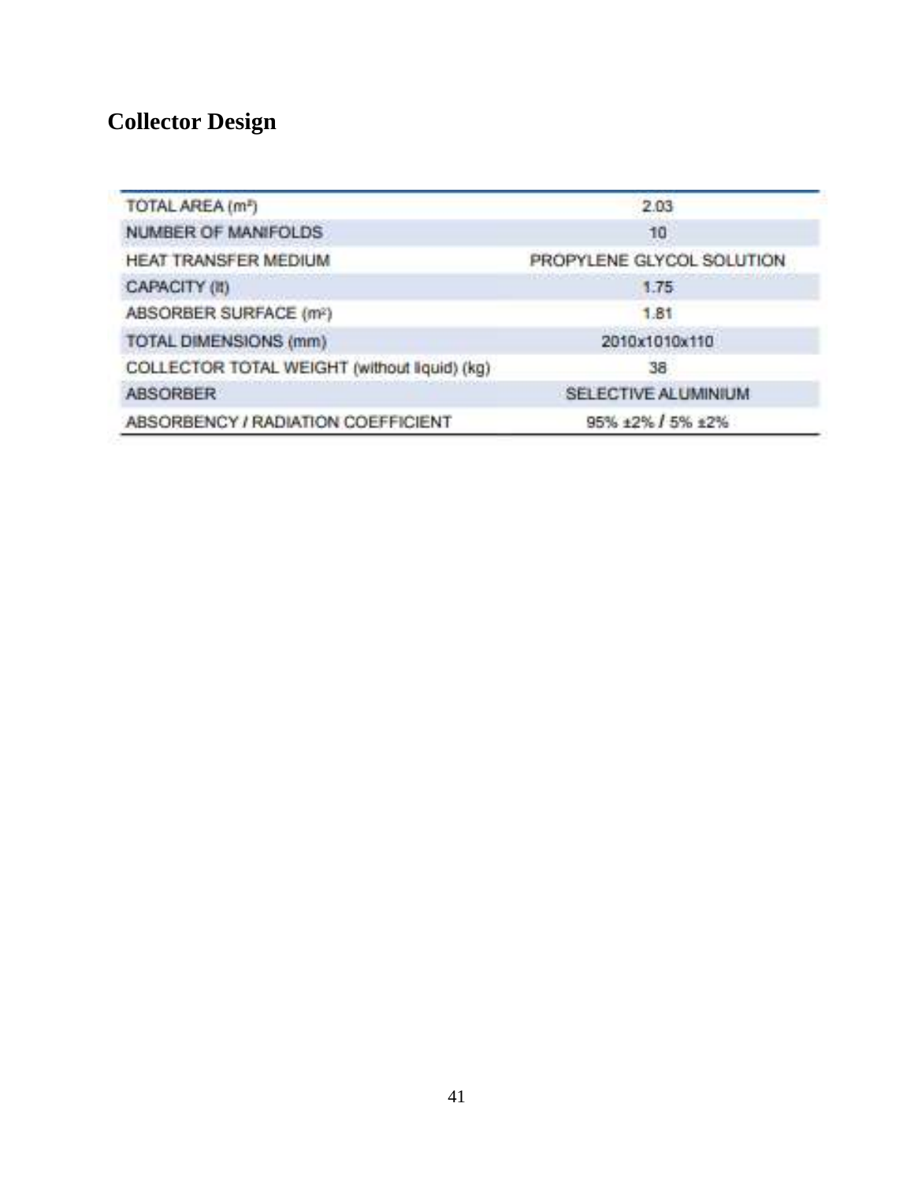## Collector Design

| | |
|---|---|
| TOTAL AREA ($m^2$) | 2.03 |
| NUMBER OF MANIFOLDS | 10 |
| HEAT TRANSFER MEDIUM | PROPYLENE GLYCOL SOLUTION |
| CAPACITY (lt) | 1.75 |
| ABSORBER SURFACE ($m^2$) | 1.81 |
| TOTAL DIMENSIONS (mm) | 2010x1010x110 |
| COLLECTOR TOTAL WEIGHT (without liquid) (kg) | 38 |
| ABSORBER | SELECTIVE ALUMINIUM |
| ABSORBENCY / RADIATION COEFFICIENT | 95% ±2% / 5% ±2% |